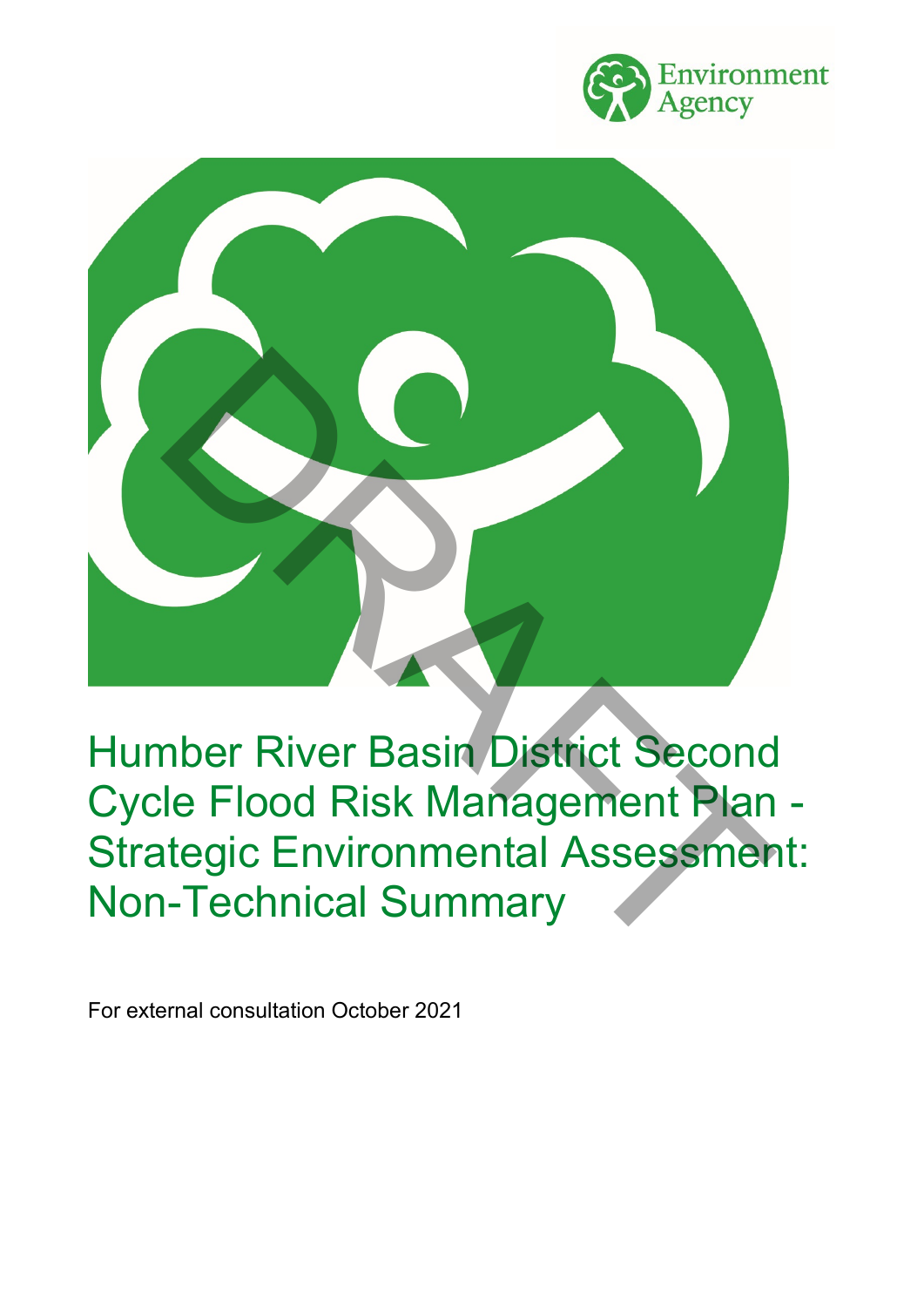# Humber River Basin District Second Cycle Flood Risk Management Plan - Strategic Environmental Assessment: Non-Technical Summary

For external consultation October 2021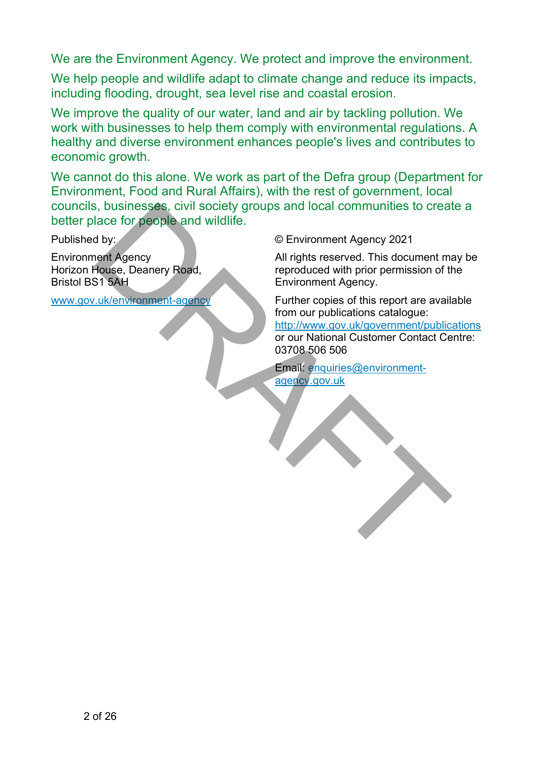We are the Environment Agency. We protect and improve the environment.

We help people and wildlife adapt to climate change and reduce its impacts, including flooding, drought, sea level rise and coastal erosion.

We improve the quality of our water, land and air by tackling pollution. We work with businesses to help them comply with environmental regulations. A healthy and diverse environment enhances people's lives and contributes to economic growth.

We cannot do this alone. We work as part of the Defra group (Department for Environment, Food and Rural Affairs), with the rest of government, local councils, businesses, civil society groups and local communities to create a better place for people and wildlife.

Published by:

Environment Agency
Horizon House, Deanery Road,
Bristol BS1 5AH

[www.gov.uk/environment-agency](http://www.gov.uk/environment-agency)

© Environment Agency 2021

All rights reserved. This document may be reproduced with prior permission of the Environment Agency.

Further copies of this report are available from our publications catalogue: [http://www.gov.uk/government/publications](http://www.gov.uk/government/publications) or our National Customer Contact Centre: 03708 506 506

Email: [enquiries@environment-agency.gov.uk](mailto:enquiries@environment-agency.gov.uk)

DRAFT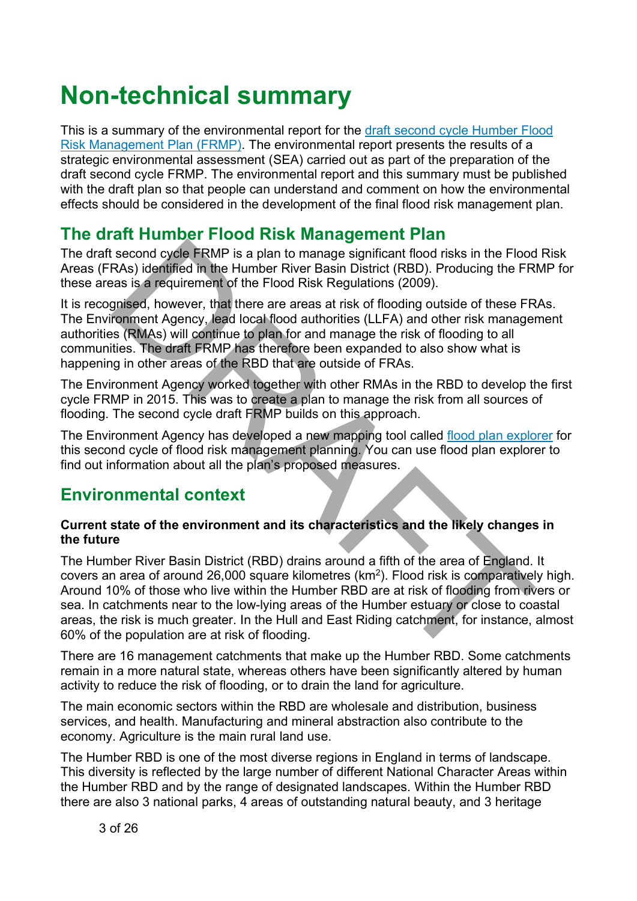# Non-technical summary

This is a summary of the environmental report for the draft second cycle Humber Flood Risk Management Plan (FRMP). The environmental report presents the results of a strategic environmental assessment (SEA) carried out as part of the preparation of the draft second cycle FRMP. The environmental report and this summary must be published with the draft plan so that people can understand and comment on how the environmental effects should be considered in the development of the final flood risk management plan.

## The draft Humber Flood Risk Management Plan

The draft second cycle FRMP is a plan to manage significant flood risks in the Flood Risk Areas (FRAs) identified in the Humber River Basin District (RBD). Producing the FRMP for these areas is a requirement of the Flood Risk Regulations (2009).

It is recognised, however, that there are areas at risk of flooding outside of these FRAs. The Environment Agency, lead local flood authorities (LLFA) and other risk management authorities (RMAs) will continue to plan for and manage the risk of flooding to all communities. The draft FRMP has therefore been expanded to also show what is happening in other areas of the RBD that are outside of FRAs.

The Environment Agency worked together with other RMAs in the RBD to develop the first cycle FRMP in 2015. This was to create a plan to manage the risk from all sources of flooding. The second cycle draft FRMP builds on this approach.

The Environment Agency has developed a new mapping tool called flood plan explorer for this second cycle of flood risk management planning. You can use flood plan explorer to find out information about all the plan's proposed measures.

## Environmental context

**Current state of the environment and its characteristics and the likely changes in the future**

The Humber River Basin District (RBD) drains around a fifth of the area of England. It covers an area of around 26,000 square kilometres ($km^2$). Flood risk is comparatively high. Around 10% of those who live within the Humber RBD are at risk of flooding from rivers or sea. In catchments near to the low-lying areas of the Humber estuary or close to coastal areas, the risk is much greater. In the Hull and East Riding catchment, for instance, almost 60% of the population are at risk of flooding.

There are 16 management catchments that make up the Humber RBD. Some catchments remain in a more natural state, whereas others have been significantly altered by human activity to reduce the risk of flooding, or to drain the land for agriculture.

The main economic sectors within the RBD are wholesale and distribution, business services, and health. Manufacturing and mineral abstraction also contribute to the economy. Agriculture is the main rural land use.

The Humber RBD is one of the most diverse regions in England in terms of landscape. This diversity is reflected by the large number of different National Character Areas within the Humber RBD and by the range of designated landscapes. Within the Humber RBD there are also 3 national parks, 4 areas of outstanding natural beauty, and 3 heritage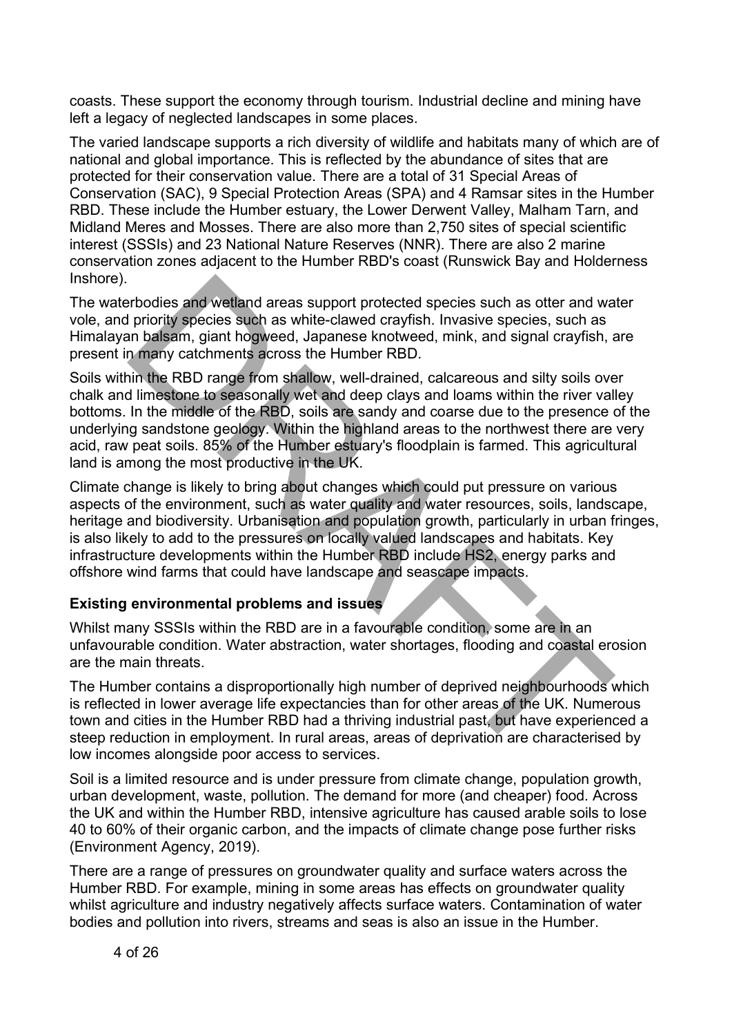coasts. These support the economy through tourism. Industrial decline and mining have left a legacy of neglected landscapes in some places.

The varied landscape supports a rich diversity of wildlife and habitats many of which are of national and global importance. This is reflected by the abundance of sites that are protected for their conservation value. There are a total of 31 Special Areas of Conservation (SAC), 9 Special Protection Areas (SPA) and 4 Ramsar sites in the Humber RBD. These include the Humber estuary, the Lower Derwent Valley, Malham Tarn, and Midland Meres and Mosses. There are also more than 2,750 sites of special scientific interest (SSSIs) and 23 National Nature Reserves (NNR). There are also 2 marine conservation zones adjacent to the Humber RBD's coast (Runswick Bay and Holderness Inshore).

The waterbodies and wetland areas support protected species such as otter and water vole, and priority species such as white-clawed crayfish. Invasive species, such as Himalayan balsam, giant hogweed, Japanese knotweed, mink, and signal crayfish, are present in many catchments across the Humber RBD.

Soils within the RBD range from shallow, well-drained, calcareous and silty soils over chalk and limestone to seasonally wet and deep clays and loams within the river valley bottoms. In the middle of the RBD, soils are sandy and coarse due to the presence of the underlying sandstone geology. Within the highland areas to the northwest there are very acid, raw peat soils. 85% of the Humber estuary's floodplain is farmed. This agricultural land is among the most productive in the UK.

Climate change is likely to bring about changes which could put pressure on various aspects of the environment, such as water quality and water resources, soils, landscape, heritage and biodiversity. Urbanisation and population growth, particularly in urban fringes, is also likely to add to the pressures on locally valued landscapes and habitats. Key infrastructure developments within the Humber RBD include HS2, energy parks and offshore wind farms that could have landscape and seascape impacts.

### Existing environmental problems and issues

Whilst many SSSIs within the RBD are in a favourable condition, some are in an unfavourable condition. Water abstraction, water shortages, flooding and coastal erosion are the main threats.

The Humber contains a disproportionally high number of deprived neighbourhoods which is reflected in lower average life expectancies than for other areas of the UK. Numerous town and cities in the Humber RBD had a thriving industrial past, but have experienced a steep reduction in employment. In rural areas, areas of deprivation are characterised by low incomes alongside poor access to services.

Soil is a limited resource and is under pressure from climate change, population growth, urban development, waste, pollution. The demand for more (and cheaper) food. Across the UK and within the Humber RBD, intensive agriculture has caused arable soils to lose 40 to 60% of their organic carbon, and the impacts of climate change pose further risks (Environment Agency, 2019).

There are a range of pressures on groundwater quality and surface waters across the Humber RBD. For example, mining in some areas has effects on groundwater quality whilst agriculture and industry negatively affects surface waters. Contamination of water bodies and pollution into rivers, streams and seas is also an issue in the Humber.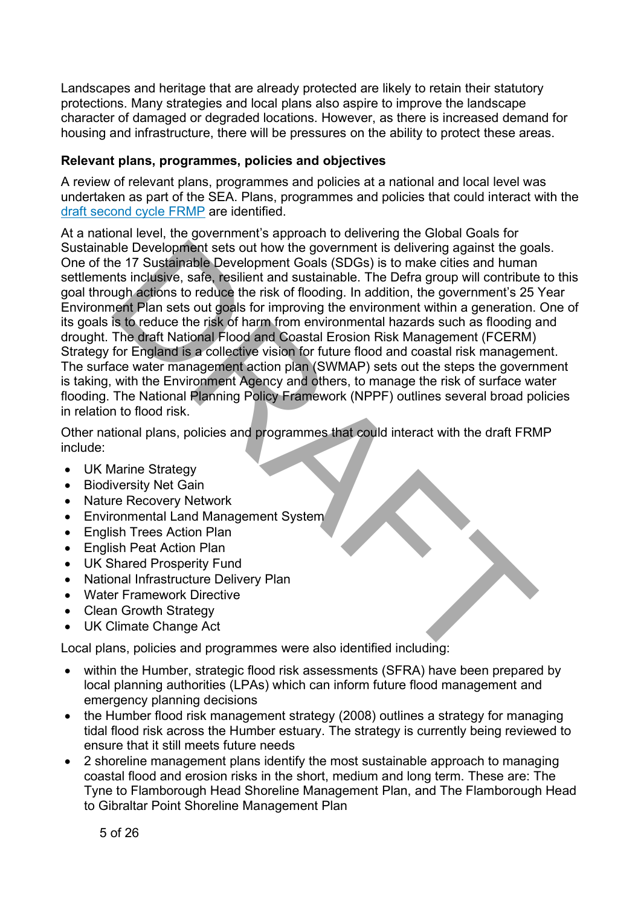Landscapes and heritage that are already protected are likely to retain their statutory protections. Many strategies and local plans also aspire to improve the landscape character of damaged or degraded locations. However, as there is increased demand for housing and infrastructure, there will be pressures on the ability to protect these areas.

**Relevant plans, programmes, policies and objectives**

A review of relevant plans, programmes and policies at a national and local level was undertaken as part of the SEA. Plans, programmes and policies that could interact with the [draft second cycle FRMP](#) are identified.

At a national level, the government's approach to delivering the Global Goals for Sustainable Development sets out how the government is delivering against the goals. One of the 17 Sustainable Development Goals (SDGs) is to make cities and human settlements inclusive, safe, resilient and sustainable. The Defra group will contribute to this goal through actions to reduce the risk of flooding. In addition, the government's 25 Year Environment Plan sets out goals for improving the environment within a generation. One of its goals is to reduce the risk of harm from environmental hazards such as flooding and drought. The draft National Flood and Coastal Erosion Risk Management (FCERM) Strategy for England is a collective vision for future flood and coastal risk management. The surface water management action plan (SWMAP) sets out the steps the government is taking, with the Environment Agency and others, to manage the risk of surface water flooding. The National Planning Policy Framework (NPPF) outlines several broad policies in relation to flood risk.

Other national plans, policies and programmes that could interact with the draft FRMP include:

- UK Marine Strategy
- Biodiversity Net Gain
- Nature Recovery Network
- Environmental Land Management System
- English Trees Action Plan
- English Peat Action Plan
- UK Shared Prosperity Fund
- National Infrastructure Delivery Plan
- Water Framework Directive
- Clean Growth Strategy
- UK Climate Change Act

Local plans, policies and programmes were also identified including:

- within the Humber, strategic flood risk assessments (SFRA) have been prepared by local planning authorities (LPAs) which can inform future flood management and emergency planning decisions
- the Humber flood risk management strategy (2008) outlines a strategy for managing tidal flood risk across the Humber estuary. The strategy is currently being reviewed to ensure that it still meets future needs
- 2 shoreline management plans identify the most sustainable approach to managing coastal flood and erosion risks in the short, medium and long term. These are: The Tyne to Flamborough Head Shoreline Management Plan, and The Flamborough Head to Gibraltar Point Shoreline Management Plan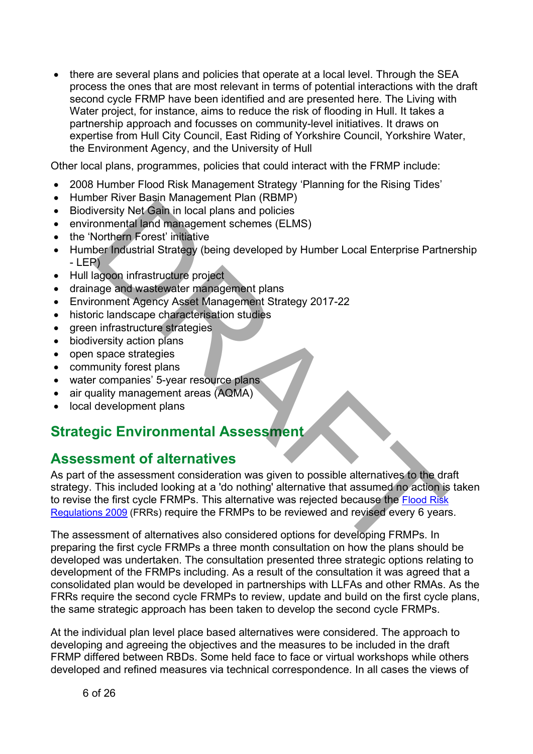- there are several plans and policies that operate at a local level. Through the SEA process the ones that are most relevant in terms of potential interactions with the draft second cycle FRMP have been identified and are presented here. The Living with Water project, for instance, aims to reduce the risk of flooding in Hull. It takes a partnership approach and focusses on community-level initiatives. It draws on expertise from Hull City Council, East Riding of Yorkshire Council, Yorkshire Water, the Environment Agency, and the University of Hull

Other local plans, programmes, policies that could interact with the FRMP include:

- 2008 Humber Flood Risk Management Strategy 'Planning for the Rising Tides'
- Humber River Basin Management Plan (RBMP)
- Biodiversity Net Gain in local plans and policies
- environmental land management schemes (ELMS)
- the 'Northern Forest' initiative
- Humber Industrial Strategy (being developed by Humber Local Enterprise Partnership - LEP)
- Hull lagoon infrastructure project
- drainage and wastewater management plans
- Environment Agency Asset Management Strategy 2017-22
- historic landscape characterisation studies
- green infrastructure strategies
- biodiversity action plans
- open space strategies
- community forest plans
- water companies' 5-year resource plans
- air quality management areas (AQMA)
- local development plans

## Strategic Environmental Assessment

## Assessment of alternatives

As part of the assessment consideration was given to possible alternatives to the draft strategy. This included looking at a 'do nothing' alternative that assumed no action is taken to revise the first cycle FRMPs. This alternative was rejected because the Flood Risk Regulations 2009 (FRRs) require the FRMPs to be reviewed and revised every 6 years.

The assessment of alternatives also considered options for developing FRMPs. In preparing the first cycle FRMPs a three month consultation on how the plans should be developed was undertaken. The consultation presented three strategic options relating to development of the FRMPs including. As a result of the consultation it was agreed that a consolidated plan would be developed in partnerships with LLFAs and other RMAs. As the FRRs require the second cycle FRMPs to review, update and build on the first cycle plans, the same strategic approach has been taken to develop the second cycle FRMPs.

At the individual plan level place based alternatives were considered. The approach to developing and agreeing the objectives and the measures to be included in the draft FRMP differed between RBDs. Some held face to face or virtual workshops while others developed and refined measures via technical correspondence. In all cases the views of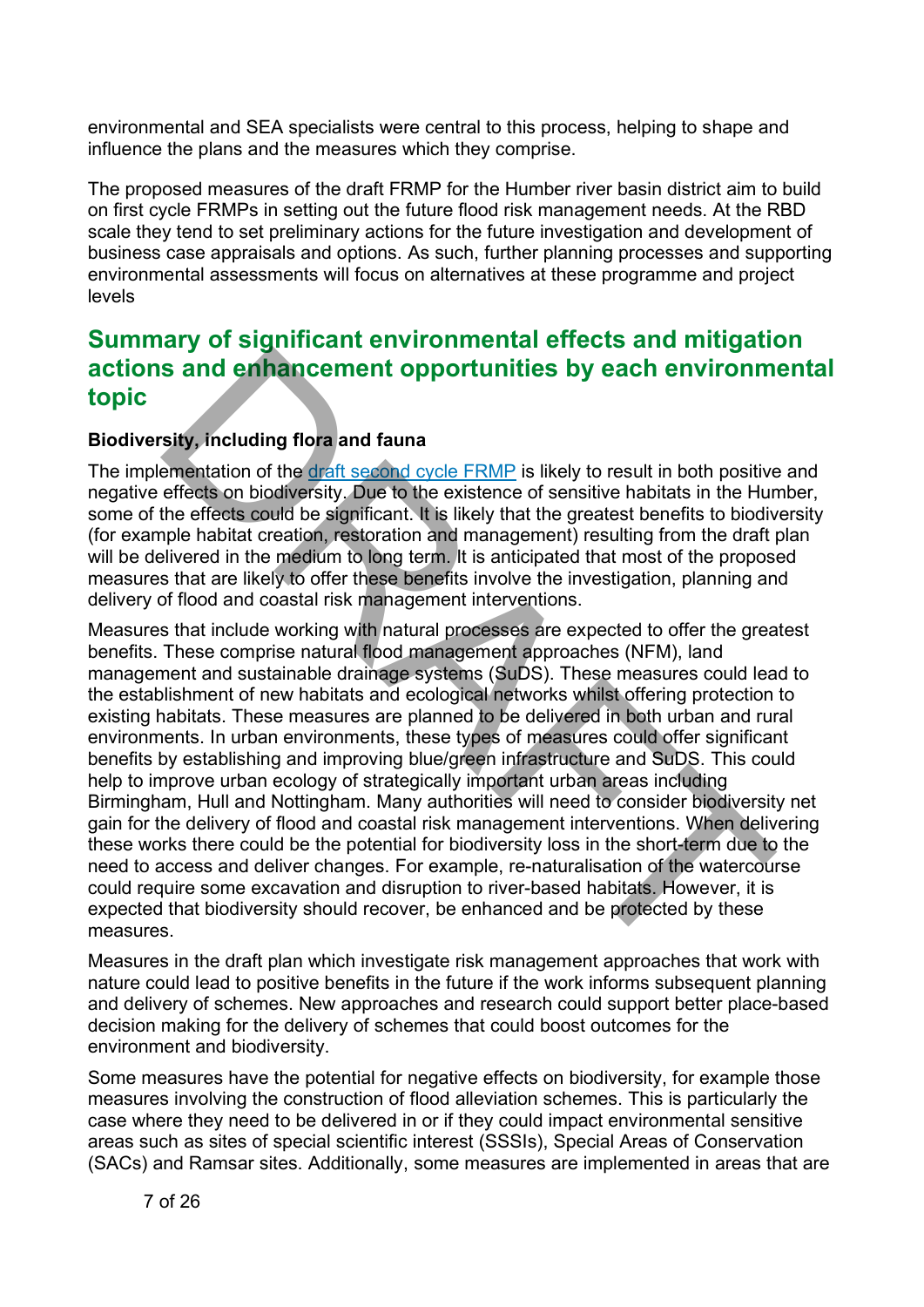environmental and SEA specialists were central to this process, helping to shape and influence the plans and the measures which they comprise.

The proposed measures of the draft FRMP for the Humber river basin district aim to build on first cycle FRMPs in setting out the future flood risk management needs. At the RBD scale they tend to set preliminary actions for the future investigation and development of business case appraisals and options. As such, further planning processes and supporting environmental assessments will focus on alternatives at these programme and project levels

## Summary of significant environmental effects and mitigation actions and enhancement opportunities by each environmental topic

**Biodiversity, including flora and fauna**

The implementation of the [draft second cycle FRMP] is likely to result in both positive and negative effects on biodiversity. Due to the existence of sensitive habitats in the Humber, some of the effects could be significant. It is likely that the greatest benefits to biodiversity (for example habitat creation, restoration and management) resulting from the draft plan will be delivered in the medium to long term. It is anticipated that most of the proposed measures that are likely to offer these benefits involve the investigation, planning and delivery of flood and coastal risk management interventions.

Measures that include working with natural processes are expected to offer the greatest benefits. These comprise natural flood management approaches (NFM), land management and sustainable drainage systems (SuDS). These measures could lead to the establishment of new habitats and ecological networks whilst offering protection to existing habitats. These measures are planned to be delivered in both urban and rural environments. In urban environments, these types of measures could offer significant benefits by establishing and improving blue/green infrastructure and SuDS. This could help to improve urban ecology of strategically important urban areas including Birmingham, Hull and Nottingham. Many authorities will need to consider biodiversity net gain for the delivery of flood and coastal risk management interventions. When delivering these works there could be the potential for biodiversity loss in the short-term due to the need to access and deliver changes. For example, re-naturalisation of the watercourse could require some excavation and disruption to river-based habitats. However, it is expected that biodiversity should recover, be enhanced and be protected by these measures.

Measures in the draft plan which investigate risk management approaches that work with nature could lead to positive benefits in the future if the work informs subsequent planning and delivery of schemes. New approaches and research could support better place-based decision making for the delivery of schemes that could boost outcomes for the environment and biodiversity.

Some measures have the potential for negative effects on biodiversity, for example those measures involving the construction of flood alleviation schemes. This is particularly the case where they need to be delivered in or if they could impact environmental sensitive areas such as sites of special scientific interest (SSSIs), Special Areas of Conservation (SACs) and Ramsar sites. Additionally, some measures are implemented in areas that are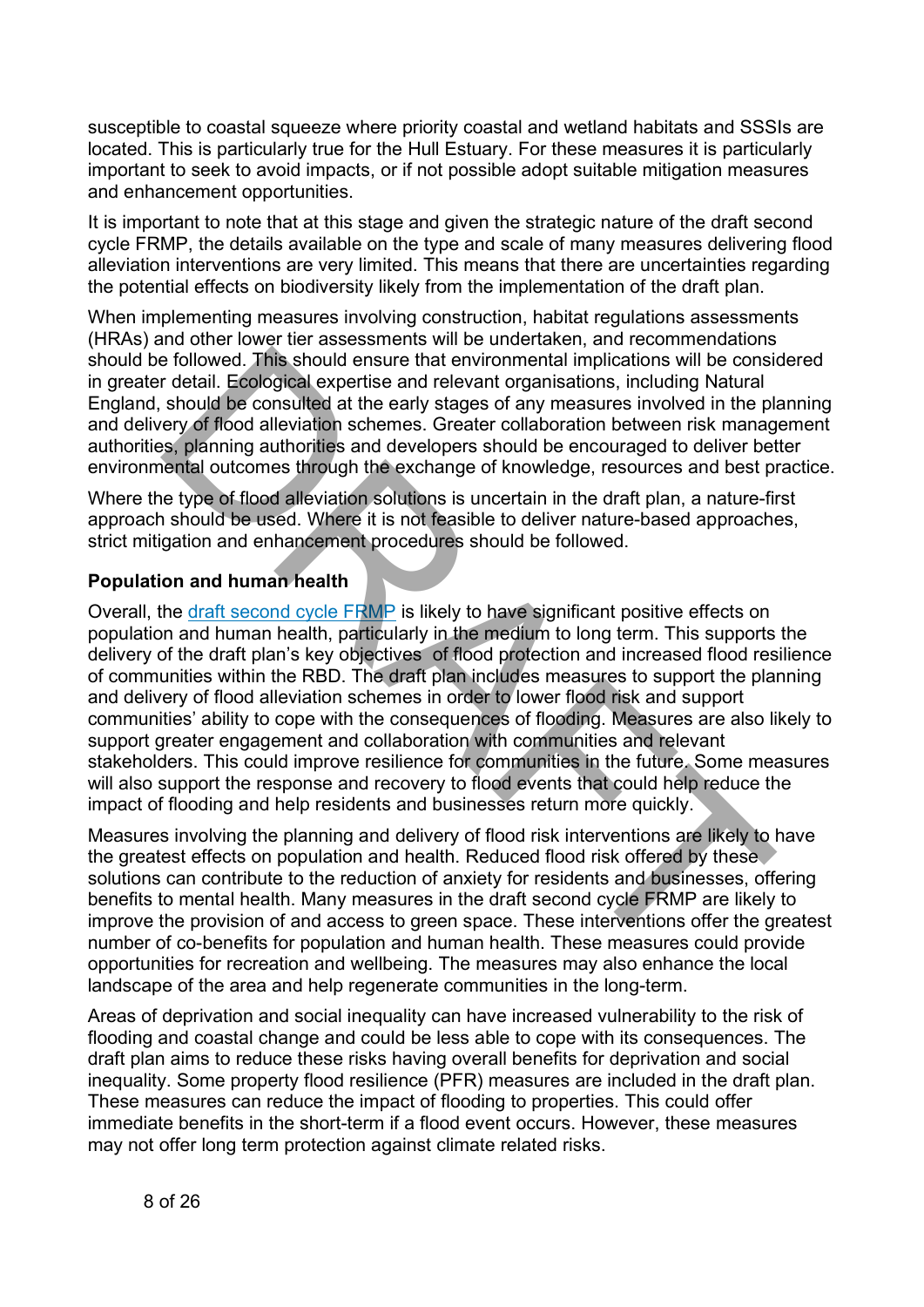susceptible to coastal squeeze where priority coastal and wetland habitats and SSSIs are located. This is particularly true for the Hull Estuary. For these measures it is particularly important to seek to avoid impacts, or if not possible adopt suitable mitigation measures and enhancement opportunities.

It is important to note that at this stage and given the strategic nature of the draft second cycle FRMP, the details available on the type and scale of many measures delivering flood alleviation interventions are very limited. This means that there are uncertainties regarding the potential effects on biodiversity likely from the implementation of the draft plan.

When implementing measures involving construction, habitat regulations assessments (HRAs) and other lower tier assessments will be undertaken, and recommendations should be followed. This should ensure that environmental implications will be considered in greater detail. Ecological expertise and relevant organisations, including Natural England, should be consulted at the early stages of any measures involved in the planning and delivery of flood alleviation schemes. Greater collaboration between risk management authorities, planning authorities and developers should be encouraged to deliver better environmental outcomes through the exchange of knowledge, resources and best practice.

Where the type of flood alleviation solutions is uncertain in the draft plan, a nature-first approach should be used. Where it is not feasible to deliver nature-based approaches, strict mitigation and enhancement procedures should be followed.

**Population and human health**

Overall, the [draft second cycle FRMP] is likely to have significant positive effects on population and human health, particularly in the medium to long term. This supports the delivery of the draft plan's key objectives of flood protection and increased flood resilience of communities within the RBD. The draft plan includes measures to support the planning and delivery of flood alleviation schemes in order to lower flood risk and support communities' ability to cope with the consequences of flooding. Measures are also likely to support greater engagement and collaboration with communities and relevant stakeholders. This could improve resilience for communities in the future. Some measures will also support the response and recovery to flood events that could help reduce the impact of flooding and help residents and businesses return more quickly.

Measures involving the planning and delivery of flood risk interventions are likely to have the greatest effects on population and health. Reduced flood risk offered by these solutions can contribute to the reduction of anxiety for residents and businesses, offering benefits to mental health. Many measures in the draft second cycle FRMP are likely to improve the provision of and access to green space. These interventions offer the greatest number of co-benefits for population and human health. These measures could provide opportunities for recreation and wellbeing. The measures may also enhance the local landscape of the area and help regenerate communities in the long-term.

Areas of deprivation and social inequality can have increased vulnerability to the risk of flooding and coastal change and could be less able to cope with its consequences. The draft plan aims to reduce these risks having overall benefits for deprivation and social inequality. Some property flood resilience (PFR) measures are included in the draft plan. These measures can reduce the impact of flooding to properties. This could offer immediate benefits in the short-term if a flood event occurs. However, these measures may not offer long term protection against climate related risks.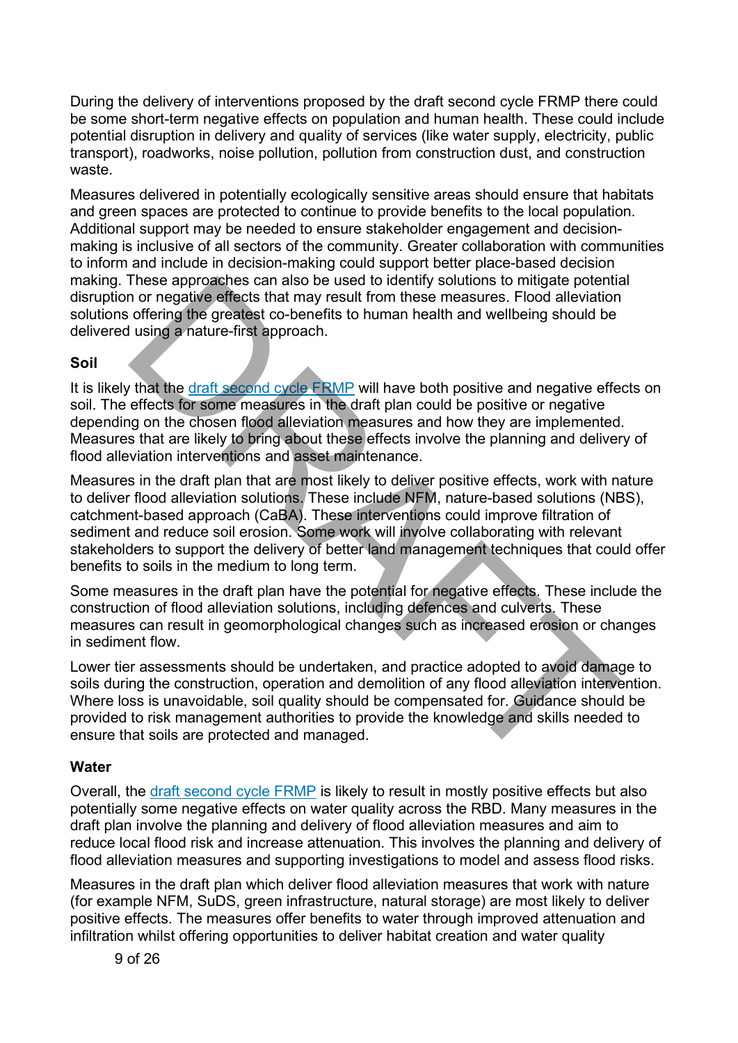During the delivery of interventions proposed by the draft second cycle FRMP there could be some short-term negative effects on population and human health. These could include potential disruption in delivery and quality of services (like water supply, electricity, public transport), roadworks, noise pollution, pollution from construction dust, and construction waste.

Measures delivered in potentially ecologically sensitive areas should ensure that habitats and green spaces are protected to continue to provide benefits to the local population. Additional support may be needed to ensure stakeholder engagement and decision-making is inclusive of all sectors of the community. Greater collaboration with communities to inform and include in decision-making could support better place-based decision making. These approaches can also be used to identify solutions to mitigate potential disruption or negative effects that may result from these measures. Flood alleviation solutions offering the greatest co-benefits to human health and wellbeing should be delivered using a nature-first approach.

### Soil

It is likely that the [draft second cycle FRMP](#) will have both positive and negative effects on soil. The effects for some measures in the draft plan could be positive or negative depending on the chosen flood alleviation measures and how they are implemented. Measures that are likely to bring about these effects involve the planning and delivery of flood alleviation interventions and asset maintenance.

Measures in the draft plan that are most likely to deliver positive effects, work with nature to deliver flood alleviation solutions. These include NFM, nature-based solutions (NBS), catchment-based approach (CaBA). These interventions could improve filtration of sediment and reduce soil erosion. Some work will involve collaborating with relevant stakeholders to support the delivery of better land management techniques that could offer benefits to soils in the medium to long term.

Some measures in the draft plan have the potential for negative effects. These include the construction of flood alleviation solutions, including defences and culverts. These measures can result in geomorphological changes such as increased erosion or changes in sediment flow.

Lower tier assessments should be undertaken, and practice adopted to avoid damage to soils during the construction, operation and demolition of any flood alleviation intervention. Where loss is unavoidable, soil quality should be compensated for. Guidance should be provided to risk management authorities to provide the knowledge and skills needed to ensure that soils are protected and managed.

### Water

Overall, the [draft second cycle FRMP](#) is likely to result in mostly positive effects but also potentially some negative effects on water quality across the RBD. Many measures in the draft plan involve the planning and delivery of flood alleviation measures and aim to reduce local flood risk and increase attenuation. This involves the planning and delivery of flood alleviation measures and supporting investigations to model and assess flood risks.

Measures in the draft plan which deliver flood alleviation measures that work with nature (for example NFM, SuDS, green infrastructure, natural storage) are most likely to deliver positive effects. The measures offer benefits to water through improved attenuation and infiltration whilst offering opportunities to deliver habitat creation and water quality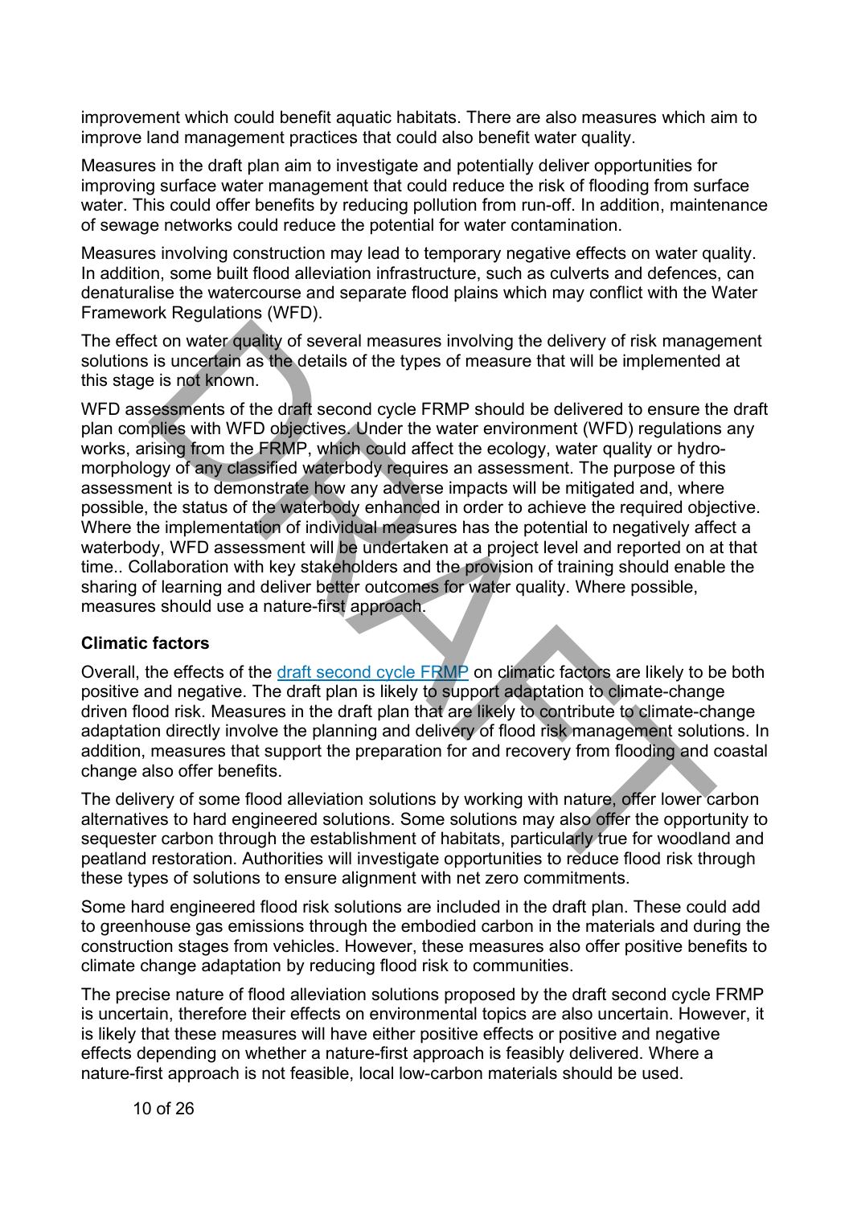improvement which could benefit aquatic habitats. There are also measures which aim to improve land management practices that could also benefit water quality.

Measures in the draft plan aim to investigate and potentially deliver opportunities for improving surface water management that could reduce the risk of flooding from surface water. This could offer benefits by reducing pollution from run-off. In addition, maintenance of sewage networks could reduce the potential for water contamination.

Measures involving construction may lead to temporary negative effects on water quality. In addition, some built flood alleviation infrastructure, such as culverts and defences, can denaturalise the watercourse and separate flood plains which may conflict with the Water Framework Regulations (WFD).

The effect on water quality of several measures involving the delivery of risk management solutions is uncertain as the details of the types of measure that will be implemented at this stage is not known.

WFD assessments of the draft second cycle FRMP should be delivered to ensure the draft plan complies with WFD objectives. Under the water environment (WFD) regulations any works, arising from the FRMP, which could affect the ecology, water quality or hydro-morphology of any classified waterbody requires an assessment. The purpose of this assessment is to demonstrate how any adverse impacts will be mitigated and, where possible, the status of the waterbody enhanced in order to achieve the required objective. Where the implementation of individual measures has the potential to negatively affect a waterbody, WFD assessment will be undertaken at a project level and reported on at that time.. Collaboration with key stakeholders and the provision of training should enable the sharing of learning and deliver better outcomes for water quality. Where possible, measures should use a nature-first approach.

**Climatic factors**

Overall, the effects of the draft second cycle FRMP on climatic factors are likely to be both positive and negative. The draft plan is likely to support adaptation to climate-change driven flood risk. Measures in the draft plan that are likely to contribute to climate-change adaptation directly involve the planning and delivery of flood risk management solutions. In addition, measures that support the preparation for and recovery from flooding and coastal change also offer benefits.

The delivery of some flood alleviation solutions by working with nature, offer lower carbon alternatives to hard engineered solutions. Some solutions may also offer the opportunity to sequester carbon through the establishment of habitats, particularly true for woodland and peatland restoration. Authorities will investigate opportunities to reduce flood risk through these types of solutions to ensure alignment with net zero commitments.

Some hard engineered flood risk solutions are included in the draft plan. These could add to greenhouse gas emissions through the embodied carbon in the materials and during the construction stages from vehicles. However, these measures also offer positive benefits to climate change adaptation by reducing flood risk to communities.

The precise nature of flood alleviation solutions proposed by the draft second cycle FRMP is uncertain, therefore their effects on environmental topics are also uncertain. However, it is likely that these measures will have either positive effects or positive and negative effects depending on whether a nature-first approach is feasibly delivered. Where a nature-first approach is not feasible, local low-carbon materials should be used.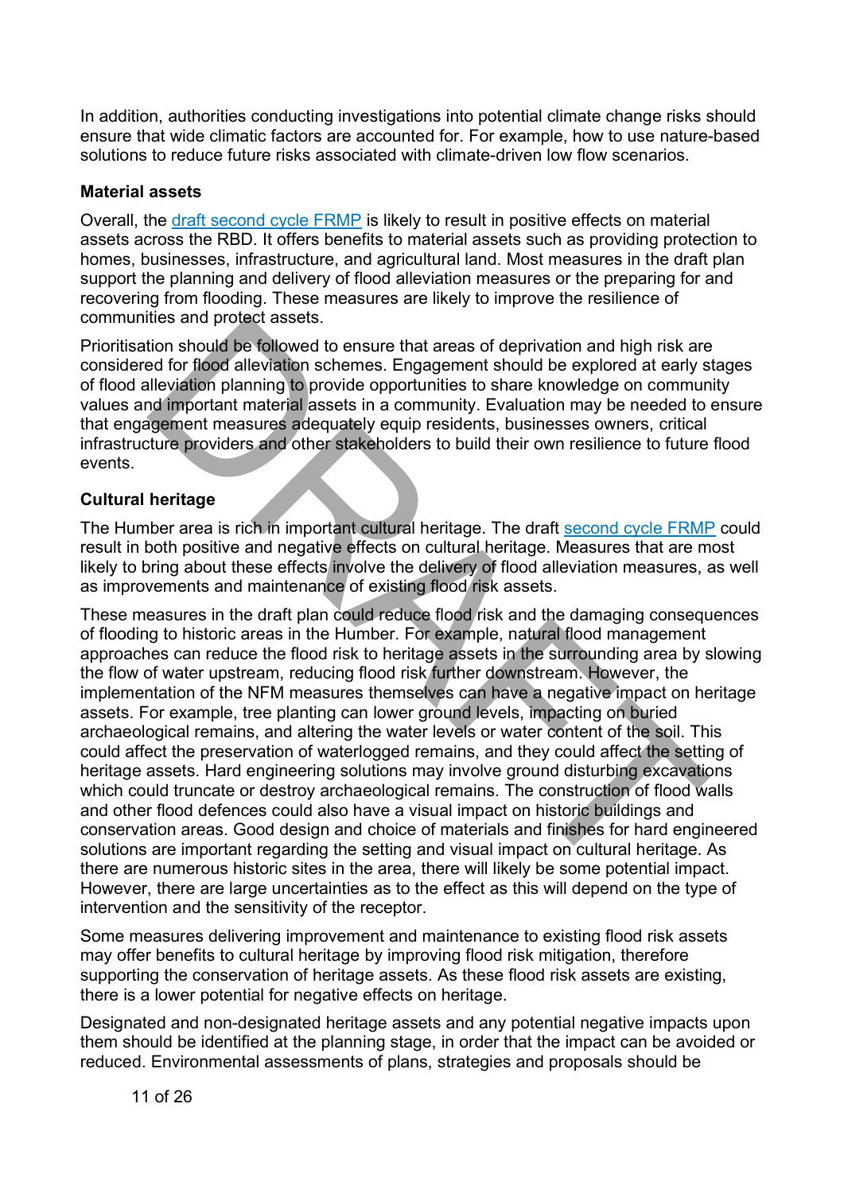In addition, authorities conducting investigations into potential climate change risks should ensure that wide climatic factors are accounted for. For example, how to use nature-based solutions to reduce future risks associated with climate-driven low flow scenarios.

### Material assets

Overall, the draft second cycle FRMP is likely to result in positive effects on material assets across the RBD. It offers benefits to material assets such as providing protection to homes, businesses, infrastructure, and agricultural land. Most measures in the draft plan support the planning and delivery of flood alleviation measures or the preparing for and recovering from flooding. These measures are likely to improve the resilience of communities and protect assets.

Prioritisation should be followed to ensure that areas of deprivation and high risk are considered for flood alleviation schemes. Engagement should be explored at early stages of flood alleviation planning to provide opportunities to share knowledge on community values and important material assets in a community. Evaluation may be needed to ensure that engagement measures adequately equip residents, businesses owners, critical infrastructure providers and other stakeholders to build their own resilience to future flood events.

### Cultural heritage

The Humber area is rich in important cultural heritage. The draft second cycle FRMP could result in both positive and negative effects on cultural heritage. Measures that are most likely to bring about these effects involve the delivery of flood alleviation measures, as well as improvements and maintenance of existing flood risk assets.

These measures in the draft plan could reduce flood risk and the damaging consequences of flooding to historic areas in the Humber. For example, natural flood management approaches can reduce the flood risk to heritage assets in the surrounding area by slowing the flow of water upstream, reducing flood risk further downstream. However, the implementation of the NFM measures themselves can have a negative impact on heritage assets. For example, tree planting can lower ground levels, impacting on buried archaeological remains, and altering the water levels or water content of the soil. This could affect the preservation of waterlogged remains, and they could affect the setting of heritage assets. Hard engineering solutions may involve ground disturbing excavations which could truncate or destroy archaeological remains. The construction of flood walls and other flood defences could also have a visual impact on historic buildings and conservation areas. Good design and choice of materials and finishes for hard engineered solutions are important regarding the setting and visual impact on cultural heritage. As there are numerous historic sites in the area, there will likely be some potential impact. However, there are large uncertainties as to the effect as this will depend on the type of intervention and the sensitivity of the receptor.

Some measures delivering improvement and maintenance to existing flood risk assets may offer benefits to cultural heritage by improving flood risk mitigation, therefore supporting the conservation of heritage assets. As these flood risk assets are existing, there is a lower potential for negative effects on heritage.

Designated and non-designated heritage assets and any potential negative impacts upon them should be identified at the planning stage, in order that the impact can be avoided or reduced. Environmental assessments of plans, strategies and proposals should be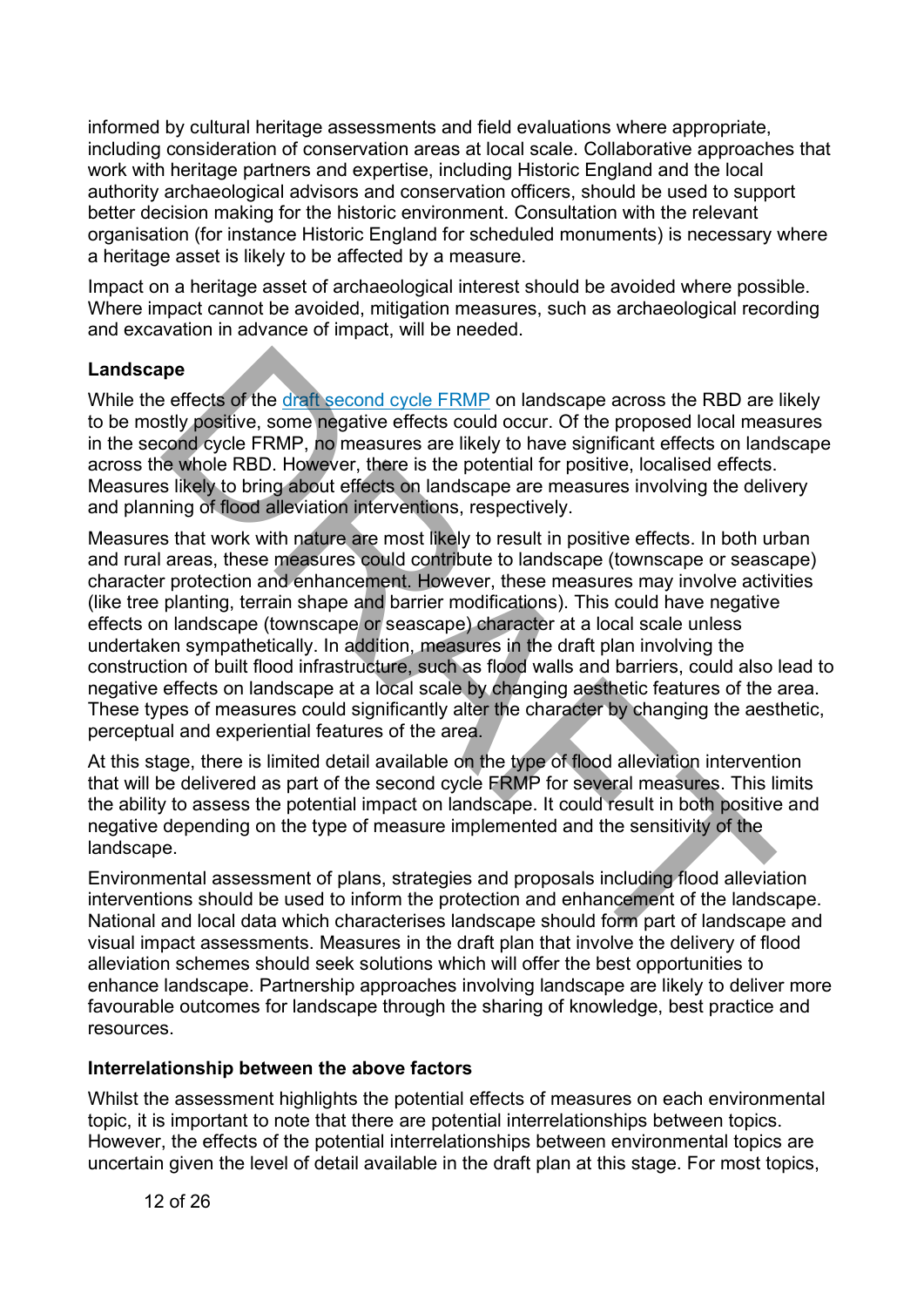informed by cultural heritage assessments and field evaluations where appropriate, including consideration of conservation areas at local scale. Collaborative approaches that work with heritage partners and expertise, including Historic England and the local authority archaeological advisors and conservation officers, should be used to support better decision making for the historic environment. Consultation with the relevant organisation (for instance Historic England for scheduled monuments) is necessary where a heritage asset is likely to be affected by a measure.

Impact on a heritage asset of archaeological interest should be avoided where possible. Where impact cannot be avoided, mitigation measures, such as archaeological recording and excavation in advance of impact, will be needed.

**Landscape**

While the effects of the draft second cycle FRMP on landscape across the RBD are likely to be mostly positive, some negative effects could occur. Of the proposed local measures in the second cycle FRMP, no measures are likely to have significant effects on landscape across the whole RBD. However, there is the potential for positive, localised effects. Measures likely to bring about effects on landscape are measures involving the delivery and planning of flood alleviation interventions, respectively.

Measures that work with nature are most likely to result in positive effects. In both urban and rural areas, these measures could contribute to landscape (townscape or seascape) character protection and enhancement. However, these measures may involve activities (like tree planting, terrain shape and barrier modifications). This could have negative effects on landscape (townscape or seascape) character at a local scale unless undertaken sympathetically. In addition, measures in the draft plan involving the construction of built flood infrastructure, such as flood walls and barriers, could also lead to negative effects on landscape at a local scale by changing aesthetic features of the area. These types of measures could significantly alter the character by changing the aesthetic, perceptual and experiential features of the area.

At this stage, there is limited detail available on the type of flood alleviation intervention that will be delivered as part of the second cycle FRMP for several measures. This limits the ability to assess the potential impact on landscape. It could result in both positive and negative depending on the type of measure implemented and the sensitivity of the landscape.

Environmental assessment of plans, strategies and proposals including flood alleviation interventions should be used to inform the protection and enhancement of the landscape. National and local data which characterises landscape should form part of landscape and visual impact assessments. Measures in the draft plan that involve the delivery of flood alleviation schemes should seek solutions which will offer the best opportunities to enhance landscape. Partnership approaches involving landscape are likely to deliver more favourable outcomes for landscape through the sharing of knowledge, best practice and resources.

**Interrelationship between the above factors**

Whilst the assessment highlights the potential effects of measures on each environmental topic, it is important to note that there are potential interrelationships between topics. However, the effects of the potential interrelationships between environmental topics are uncertain given the level of detail available in the draft plan at this stage. For most topics,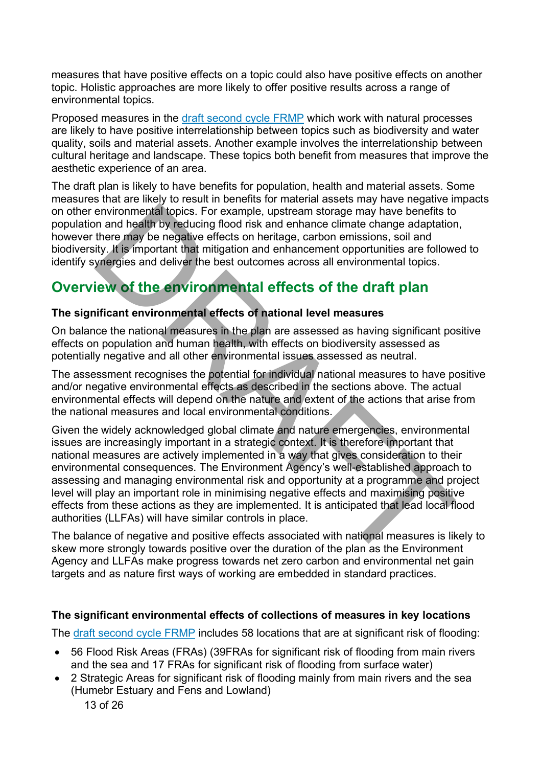measures that have positive effects on a topic could also have positive effects on another topic. Holistic approaches are more likely to offer positive results across a range of environmental topics.

Proposed measures in the [draft second cycle FRMP](draft second cycle FRMP) which work with natural processes are likely to have positive interrelationship between topics such as biodiversity and water quality, soils and material assets. Another example involves the interrelationship between cultural heritage and landscape. These topics both benefit from measures that improve the aesthetic experience of an area.

The draft plan is likely to have benefits for population, health and material assets. Some measures that are likely to result in benefits for material assets may have negative impacts on other environmental topics. For example, upstream storage may have benefits to population and health by reducing flood risk and enhance climate change adaptation, however there may be negative effects on heritage, carbon emissions, soil and biodiversity. It is important that mitigation and enhancement opportunities are followed to identify synergies and deliver the best outcomes across all environmental topics.

## Overview of the environmental effects of the draft plan

**The significant environmental effects of national level measures**

On balance the national measures in the plan are assessed as having significant positive effects on population and human health, with effects on biodiversity assessed as potentially negative and all other environmental issues assessed as neutral.

The assessment recognises the potential for individual national measures to have positive and/or negative environmental effects as described in the sections above. The actual environmental effects will depend on the nature and extent of the actions that arise from the national measures and local environmental conditions.

Given the widely acknowledged global climate and nature emergencies, environmental issues are increasingly important in a strategic context. It is therefore important that national measures are actively implemented in a way that gives consideration to their environmental consequences. The Environment Agency's well-established approach to assessing and managing environmental risk and opportunity at a programme and project level will play an important role in minimising negative effects and maximising positive effects from these actions as they are implemented. It is anticipated that lead local flood authorities (LLFAs) will have similar controls in place.

The balance of negative and positive effects associated with national measures is likely to skew more strongly towards positive over the duration of the plan as the Environment Agency and LLFAs make progress towards net zero carbon and environmental net gain targets and as nature first ways of working are embedded in standard practices.

**The significant environmental effects of collections of measures in key locations**

The [draft second cycle FRMP](draft second cycle FRMP) includes 58 locations that are at significant risk of flooding:

- 56 Flood Risk Areas (FRAs) (39FRAs for significant risk of flooding from main rivers and the sea and 17 FRAs for significant risk of flooding from surface water)
- 2 Strategic Areas for significant risk of flooding mainly from main rivers and the sea (Humebr Estuary and Fens and Lowland)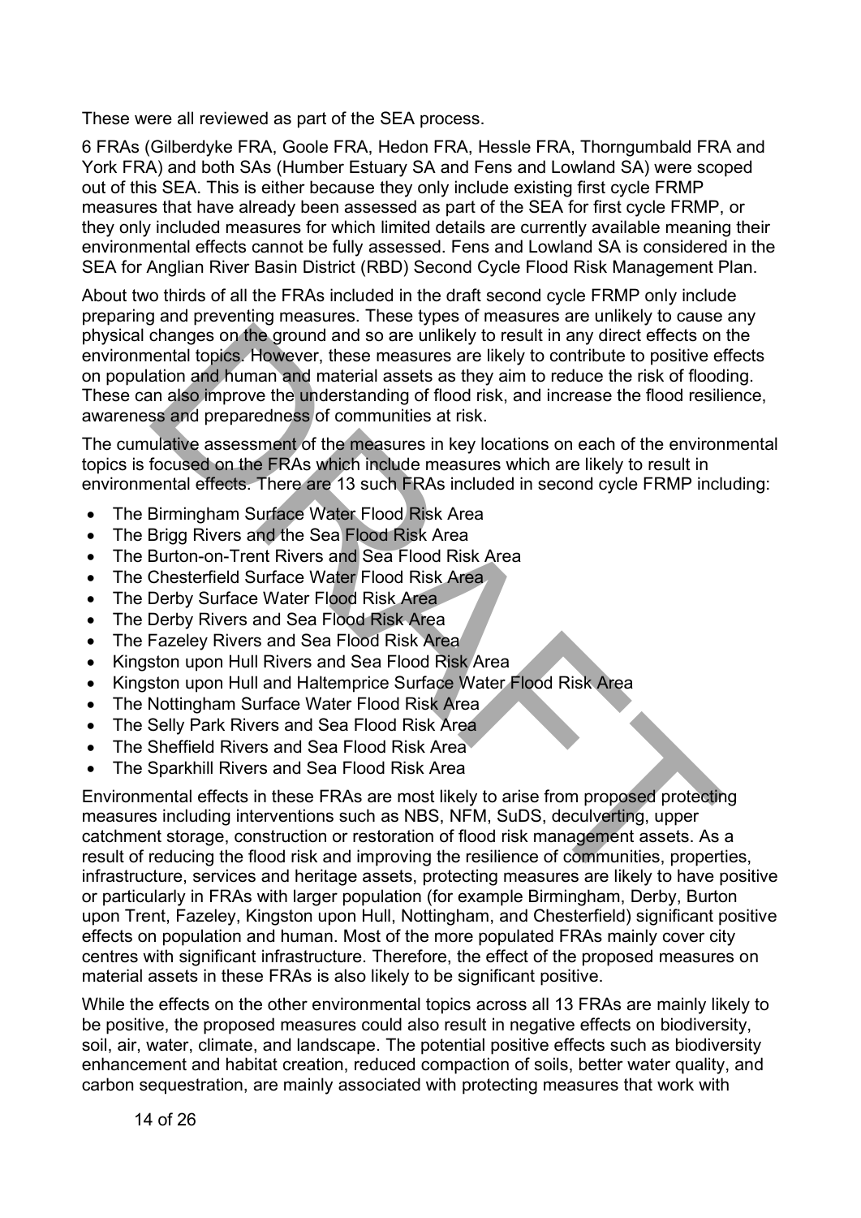These were all reviewed as part of the SEA process.

6 FRAs (Gilberdyke FRA, Goole FRA, Hedon FRA, Hessle FRA, Thorngumbald FRA and York FRA) and both SAs (Humber Estuary SA and Fens and Lowland SA) were scoped out of this SEA. This is either because they only include existing first cycle FRMP measures that have already been assessed as part of the SEA for first cycle FRMP, or they only included measures for which limited details are currently available meaning their environmental effects cannot be fully assessed. Fens and Lowland SA is considered in the SEA for Anglian River Basin District (RBD) Second Cycle Flood Risk Management Plan.

About two thirds of all the FRAs included in the draft second cycle FRMP only include preparing and preventing measures. These types of measures are unlikely to cause any physical changes on the ground and so are unlikely to result in any direct effects on the environmental topics. However, these measures are likely to contribute to positive effects on population and human and material assets as they aim to reduce the risk of flooding. These can also improve the understanding of flood risk, and increase the flood resilience, awareness and preparedness of communities at risk.

The cumulative assessment of the measures in key locations on each of the environmental topics is focused on the FRAs which include measures which are likely to result in environmental effects. There are 13 such FRAs included in second cycle FRMP including:

- The Birmingham Surface Water Flood Risk Area
- The Brigg Rivers and the Sea Flood Risk Area
- The Burton-on-Trent Rivers and Sea Flood Risk Area
- The Chesterfield Surface Water Flood Risk Area
- The Derby Surface Water Flood Risk Area
- The Derby Rivers and Sea Flood Risk Area
- The Fazeley Rivers and Sea Flood Risk Area
- Kingston upon Hull Rivers and Sea Flood Risk Area
- Kingston upon Hull and Haltemprice Surface Water Flood Risk Area
- The Nottingham Surface Water Flood Risk Area
- The Selly Park Rivers and Sea Flood Risk Area
- The Sheffield Rivers and Sea Flood Risk Area
- The Sparkhill Rivers and Sea Flood Risk Area

Environmental effects in these FRAs are most likely to arise from proposed protecting measures including interventions such as NBS, NFM, SuDS, deculverting, upper catchment storage, construction or restoration of flood risk management assets. As a result of reducing the flood risk and improving the resilience of communities, properties, infrastructure, services and heritage assets, protecting measures are likely to have positive or particularly in FRAs with larger population (for example Birmingham, Derby, Burton upon Trent, Fazeley, Kingston upon Hull, Nottingham, and Chesterfield) significant positive effects on population and human. Most of the more populated FRAs mainly cover city centres with significant infrastructure. Therefore, the effect of the proposed measures on material assets in these FRAs is also likely to be significant positive.

While the effects on the other environmental topics across all 13 FRAs are mainly likely to be positive, the proposed measures could also result in negative effects on biodiversity, soil, air, water, climate, and landscape. The potential positive effects such as biodiversity enhancement and habitat creation, reduced compaction of soils, better water quality, and carbon sequestration, are mainly associated with protecting measures that work with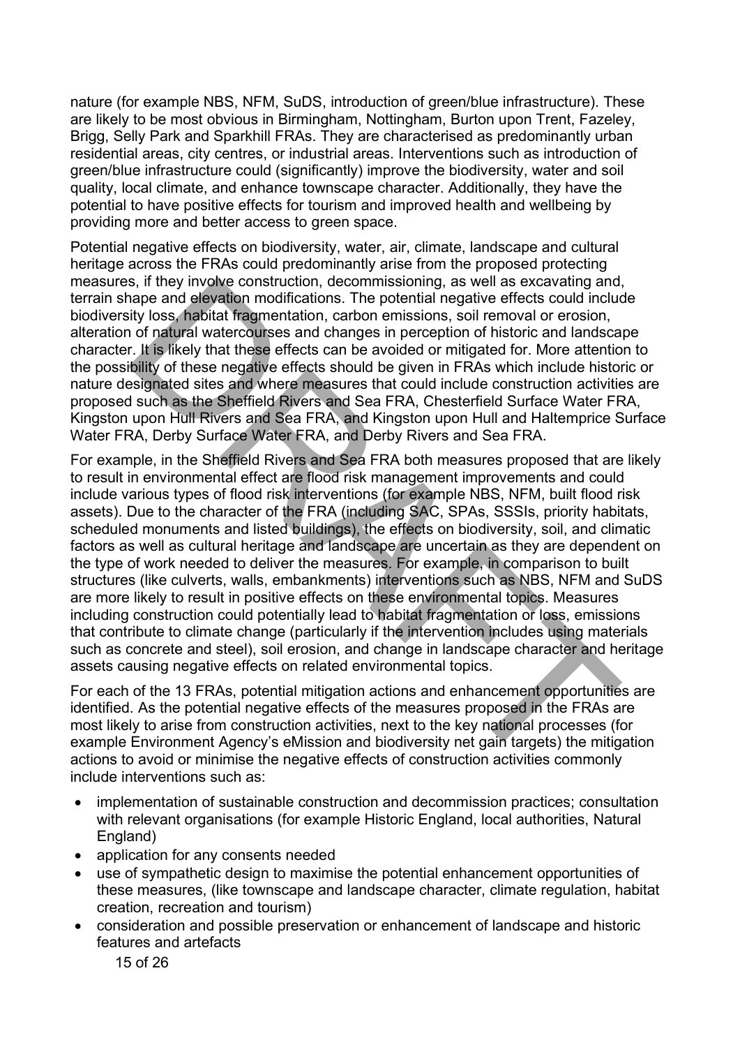nature (for example NBS, NFM, SuDS, introduction of green/blue infrastructure). These are likely to be most obvious in Birmingham, Nottingham, Burton upon Trent, Fazeley, Brigg, Selly Park and Sparkhill FRAs. They are characterised as predominantly urban residential areas, city centres, or industrial areas. Interventions such as introduction of green/blue infrastructure could (significantly) improve the biodiversity, water and soil quality, local climate, and enhance townscape character. Additionally, they have the potential to have positive effects for tourism and improved health and wellbeing by providing more and better access to green space.

Potential negative effects on biodiversity, water, air, climate, landscape and cultural heritage across the FRAs could predominantly arise from the proposed protecting measures, if they involve construction, decommissioning, as well as excavating and, terrain shape and elevation modifications. The potential negative effects could include biodiversity loss, habitat fragmentation, carbon emissions, soil removal or erosion, alteration of natural watercourses and changes in perception of historic and landscape character. It is likely that these effects can be avoided or mitigated for. More attention to the possibility of these negative effects should be given in FRAs which include historic or nature designated sites and where measures that could include construction activities are proposed such as the Sheffield Rivers and Sea FRA, Chesterfield Surface Water FRA, Kingston upon Hull Rivers and Sea FRA, and Kingston upon Hull and Haltemprice Surface Water FRA, Derby Surface Water FRA, and Derby Rivers and Sea FRA.

For example, in the Sheffield Rivers and Sea FRA both measures proposed that are likely to result in environmental effect are flood risk management improvements and could include various types of flood risk interventions (for example NBS, NFM, built flood risk assets). Due to the character of the FRA (including SAC, SPAs, SSSIs, priority habitats, scheduled monuments and listed buildings), the effects on biodiversity, soil, and climatic factors as well as cultural heritage and landscape are uncertain as they are dependent on the type of work needed to deliver the measures. For example, in comparison to built structures (like culverts, walls, embankments) interventions such as NBS, NFM and SuDS are more likely to result in positive effects on these environmental topics. Measures including construction could potentially lead to habitat fragmentation or loss, emissions that contribute to climate change (particularly if the intervention includes using materials such as concrete and steel), soil erosion, and change in landscape character and heritage assets causing negative effects on related environmental topics.

For each of the 13 FRAs, potential mitigation actions and enhancement opportunities are identified. As the potential negative effects of the measures proposed in the FRAs are most likely to arise from construction activities, next to the key national processes (for example Environment Agency's eMission and biodiversity net gain targets) the mitigation actions to avoid or minimise the negative effects of construction activities commonly include interventions such as:

- implementation of sustainable construction and decommission practices; consultation with relevant organisations (for example Historic England, local authorities, Natural England)
- application for any consents needed
- use of sympathetic design to maximise the potential enhancement opportunities of these measures, (like townscape and landscape character, climate regulation, habitat creation, recreation and tourism)
- consideration and possible preservation or enhancement of landscape and historic features and artefacts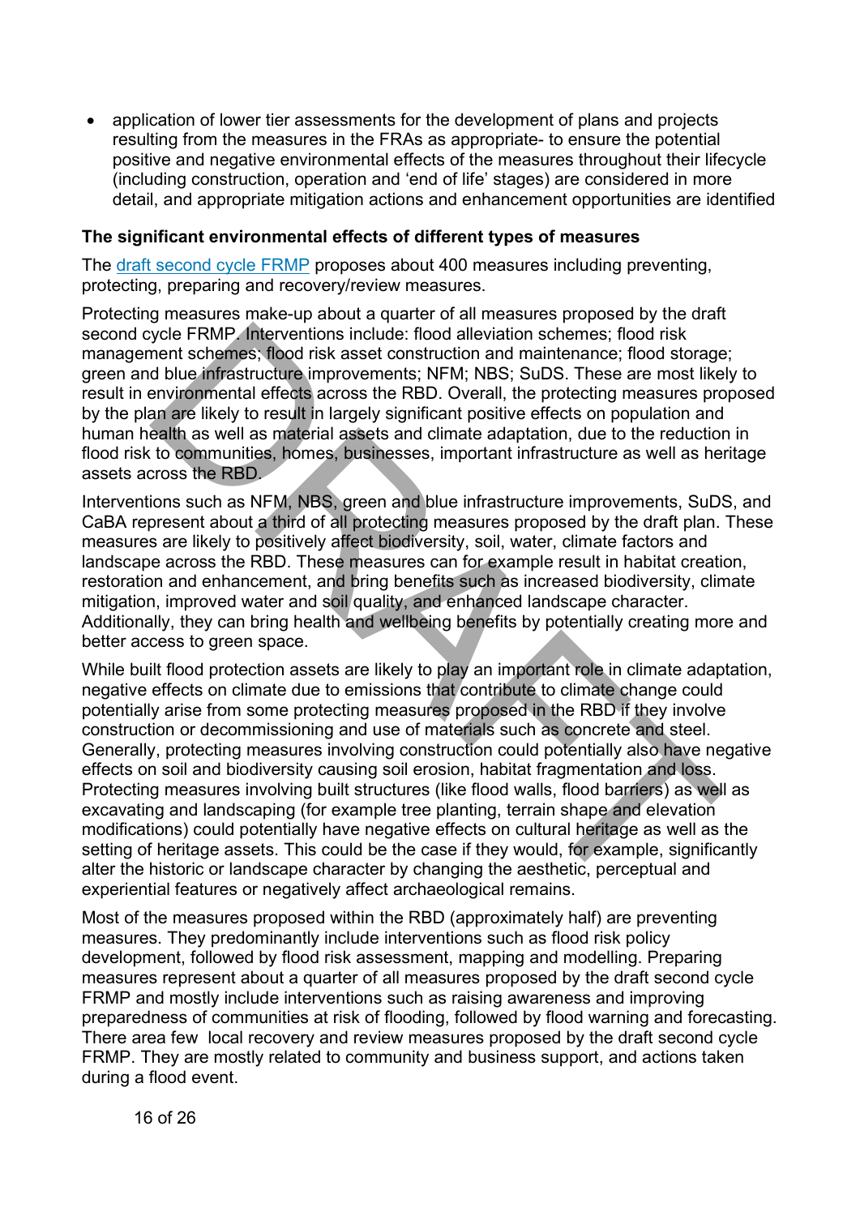- application of lower tier assessments for the development of plans and projects resulting from the measures in the FRAs as appropriate- to ensure the potential positive and negative environmental effects of the measures throughout their lifecycle (including construction, operation and 'end of life' stages) are considered in more detail, and appropriate mitigation actions and enhancement opportunities are identified

**The significant environmental effects of different types of measures**

The [draft second cycle FRMP](#) proposes about 400 measures including preventing, protecting, preparing and recovery/review measures.

Protecting measures make-up about a quarter of all measures proposed by the draft second cycle FRMP. Interventions include: flood alleviation schemes; flood risk management schemes; flood risk asset construction and maintenance; flood storage; green and blue infrastructure improvements; NFM; NBS; SuDS. These are most likely to result in environmental effects across the RBD. Overall, the protecting measures proposed by the plan are likely to result in largely significant positive effects on population and human health as well as material assets and climate adaptation, due to the reduction in flood risk to communities, homes, businesses, important infrastructure as well as heritage assets across the RBD.

Interventions such as NFM, NBS, green and blue infrastructure improvements, SuDS, and CaBA represent about a third of all protecting measures proposed by the draft plan. These measures are likely to positively affect biodiversity, soil, water, climate factors and landscape across the RBD. These measures can for example result in habitat creation, restoration and enhancement, and bring benefits such as increased biodiversity, climate mitigation, improved water and soil quality, and enhanced landscape character. Additionally, they can bring health and wellbeing benefits by potentially creating more and better access to green space.

While built flood protection assets are likely to play an important role in climate adaptation, negative effects on climate due to emissions that contribute to climate change could potentially arise from some protecting measures proposed in the RBD if they involve construction or decommissioning and use of materials such as concrete and steel. Generally, protecting measures involving construction could potentially also have negative effects on soil and biodiversity causing soil erosion, habitat fragmentation and loss. Protecting measures involving built structures (like flood walls, flood barriers) as well as excavating and landscaping (for example tree planting, terrain shape and elevation modifications) could potentially have negative effects on cultural heritage as well as the setting of heritage assets. This could be the case if they would, for example, significantly alter the historic or landscape character by changing the aesthetic, perceptual and experiential features or negatively affect archaeological remains.

Most of the measures proposed within the RBD (approximately half) are preventing measures. They predominantly include interventions such as flood risk policy development, followed by flood risk assessment, mapping and modelling. Preparing measures represent about a quarter of all measures proposed by the draft second cycle FRMP and mostly include interventions such as raising awareness and improving preparedness of communities at risk of flooding, followed by flood warning and forecasting. There area few local recovery and review measures proposed by the draft second cycle FRMP. They are mostly related to community and business support, and actions taken during a flood event.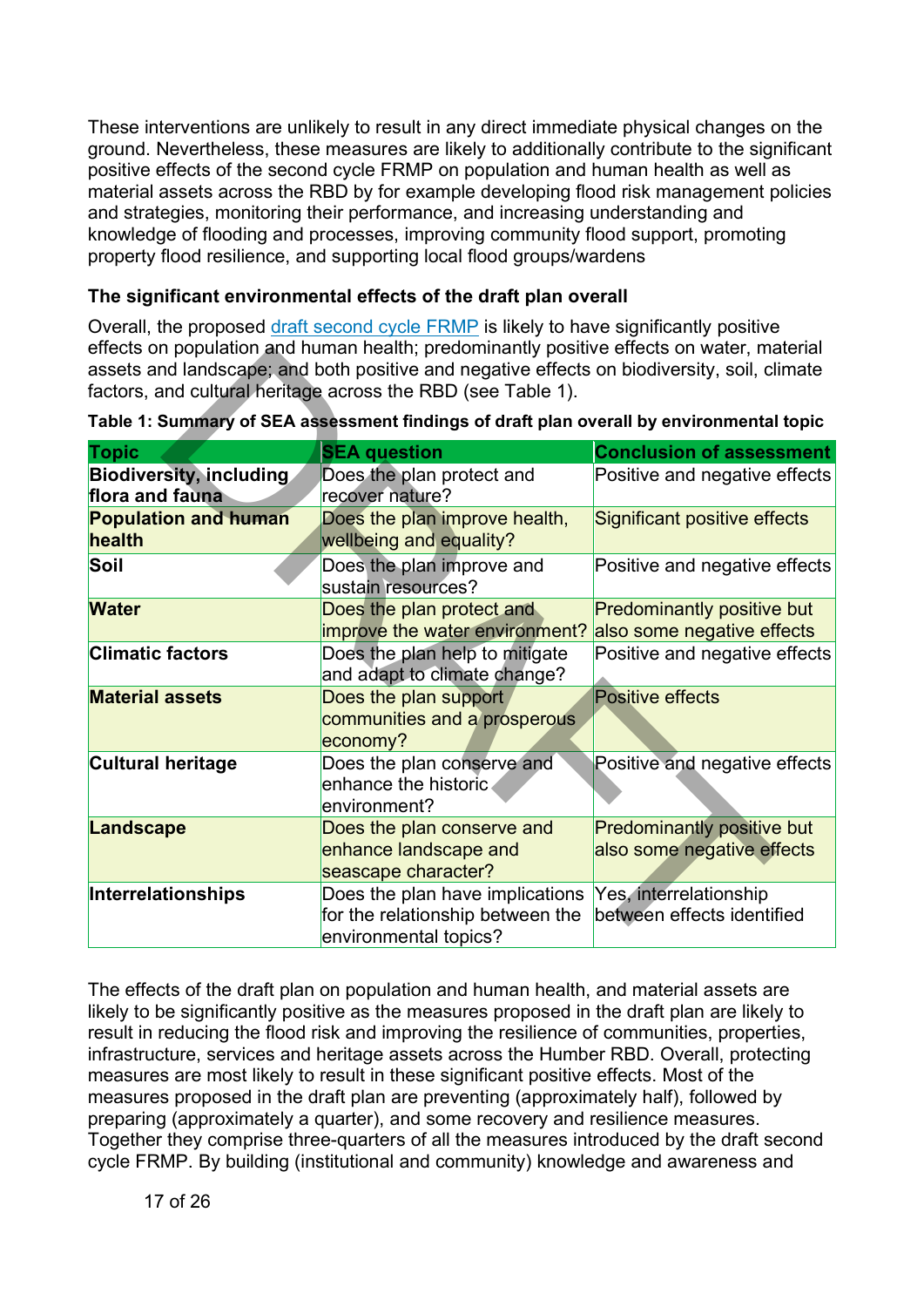These interventions are unlikely to result in any direct immediate physical changes on the ground. Nevertheless, these measures are likely to additionally contribute to the significant positive effects of the second cycle FRMP on population and human health as well as material assets across the RBD by for example developing flood risk management policies and strategies, monitoring their performance, and increasing understanding and knowledge of flooding and processes, improving community flood support, promoting property flood resilience, and supporting local flood groups/wardens

### The significant environmental effects of the draft plan overall

Overall, the proposed [draft second cycle FRMP]() is likely to have significantly positive effects on population and human health; predominantly positive effects on water, material assets and landscape; and both positive and negative effects on biodiversity, soil, climate factors, and cultural heritage across the RBD (see Table 1).

**Table 1: Summary of SEA assessment findings of draft plan overall by environmental topic**

| Topic | SEA question | Conclusion of assessment |
|---|---|---|
| **Biodiversity, including flora and fauna** | Does the plan protect and recover nature? | Positive and negative effects |
| **Population and human health** | Does the plan improve health, wellbeing and equality? | Significant positive effects |
| **Soil** | Does the plan improve and sustain resources? | Positive and negative effects |
| **Water** | Does the plan protect and improve the water environment? | Predominantly positive but also some negative effects |
| **Climatic factors** | Does the plan help to mitigate and adapt to climate change? | Positive and negative effects |
| **Material assets** | Does the plan support communities and a prosperous economy? | Positive effects |
| **Cultural heritage** | Does the plan conserve and enhance the historic environment? | Positive and negative effects |
| **Landscape** | Does the plan conserve and enhance landscape and seascape character? | Predominantly positive but also some negative effects |
| **Interrelationships** | Does the plan have implications for the relationship between the environmental topics? | Yes, interrelationship between effects identified |

The effects of the draft plan on population and human health, and material assets are likely to be significantly positive as the measures proposed in the draft plan are likely to result in reducing the flood risk and improving the resilience of communities, properties, infrastructure, services and heritage assets across the Humber RBD. Overall, protecting measures are most likely to result in these significant positive effects. Most of the measures proposed in the draft plan are preventing (approximately half), followed by preparing (approximately a quarter), and some recovery and resilience measures. Together they comprise three-quarters of all the measures introduced by the draft second cycle FRMP. By building (institutional and community) knowledge and awareness and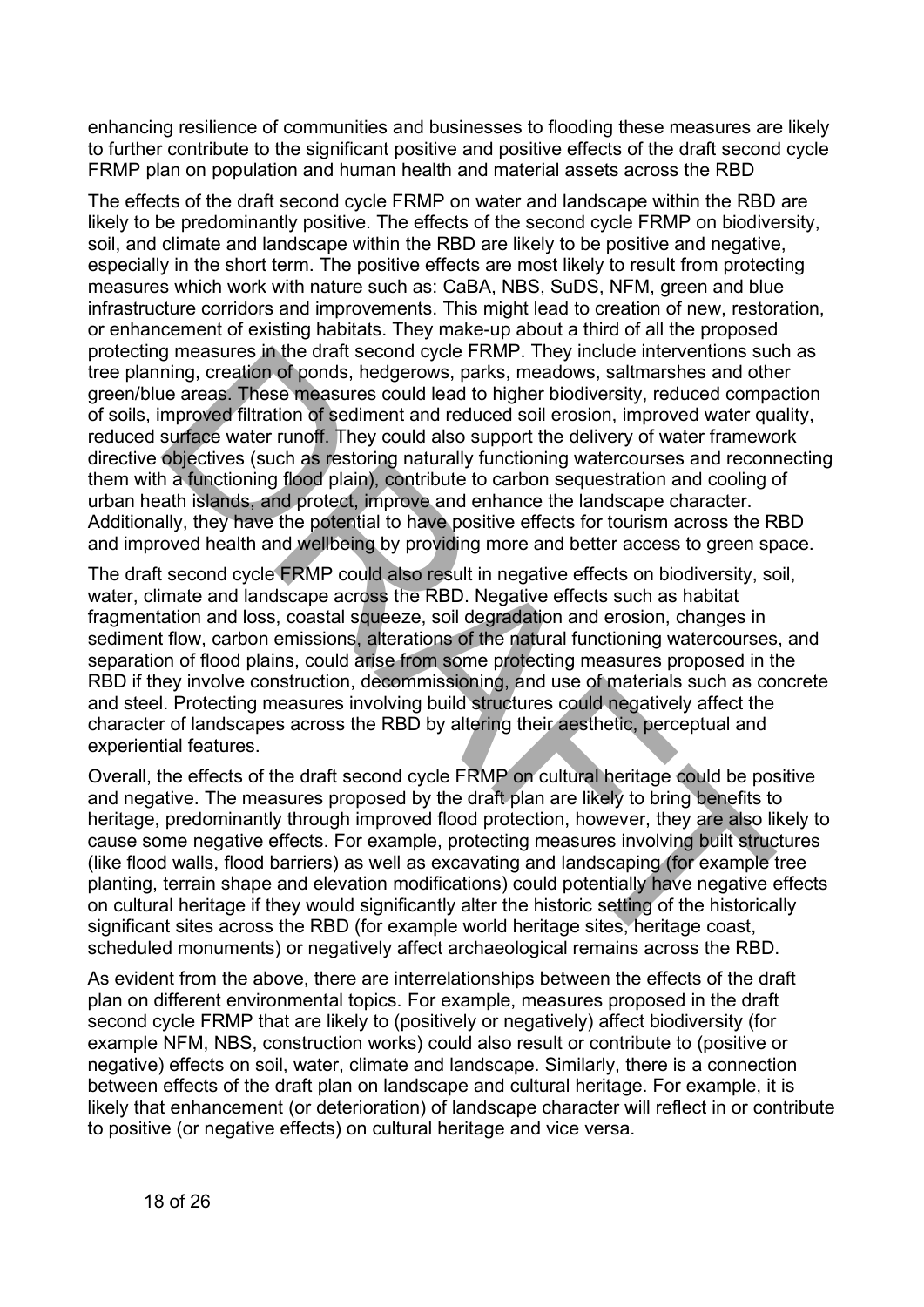enhancing resilience of communities and businesses to flooding these measures are likely to further contribute to the significant positive and positive effects of the draft second cycle FRMP plan on population and human health and material assets across the RBD

The effects of the draft second cycle FRMP on water and landscape within the RBD are likely to be predominantly positive. The effects of the second cycle FRMP on biodiversity, soil, and climate and landscape within the RBD are likely to be positive and negative, especially in the short term. The positive effects are most likely to result from protecting measures which work with nature such as: CaBA, NBS, SuDS, NFM, green and blue infrastructure corridors and improvements. This might lead to creation of new, restoration, or enhancement of existing habitats. They make-up about a third of all the proposed protecting measures in the draft second cycle FRMP. They include interventions such as tree planning, creation of ponds, hedgerows, parks, meadows, saltmarshes and other green/blue areas. These measures could lead to higher biodiversity, reduced compaction of soils, improved filtration of sediment and reduced soil erosion, improved water quality, reduced surface water runoff. They could also support the delivery of water framework directive objectives (such as restoring naturally functioning watercourses and reconnecting them with a functioning flood plain), contribute to carbon sequestration and cooling of urban heath islands, and protect, improve and enhance the landscape character. Additionally, they have the potential to have positive effects for tourism across the RBD and improved health and wellbeing by providing more and better access to green space.

The draft second cycle FRMP could also result in negative effects on biodiversity, soil, water, climate and landscape across the RBD. Negative effects such as habitat fragmentation and loss, coastal squeeze, soil degradation and erosion, changes in sediment flow, carbon emissions, alterations of the natural functioning watercourses, and separation of flood plains, could arise from some protecting measures proposed in the RBD if they involve construction, decommissioning, and use of materials such as concrete and steel. Protecting measures involving build structures could negatively affect the character of landscapes across the RBD by altering their aesthetic, perceptual and experiential features.

Overall, the effects of the draft second cycle FRMP on cultural heritage could be positive and negative. The measures proposed by the draft plan are likely to bring benefits to heritage, predominantly through improved flood protection, however, they are also likely to cause some negative effects. For example, protecting measures involving built structures (like flood walls, flood barriers) as well as excavating and landscaping (for example tree planting, terrain shape and elevation modifications) could potentially have negative effects on cultural heritage if they would significantly alter the historic setting of the historically significant sites across the RBD (for example world heritage sites, heritage coast, scheduled monuments) or negatively affect archaeological remains across the RBD.

As evident from the above, there are interrelationships between the effects of the draft plan on different environmental topics. For example, measures proposed in the draft second cycle FRMP that are likely to (positively or negatively) affect biodiversity (for example NFM, NBS, construction works) could also result or contribute to (positive or negative) effects on soil, water, climate and landscape. Similarly, there is a connection between effects of the draft plan on landscape and cultural heritage. For example, it is likely that enhancement (or deterioration) of landscape character will reflect in or contribute to positive (or negative effects) on cultural heritage and vice versa.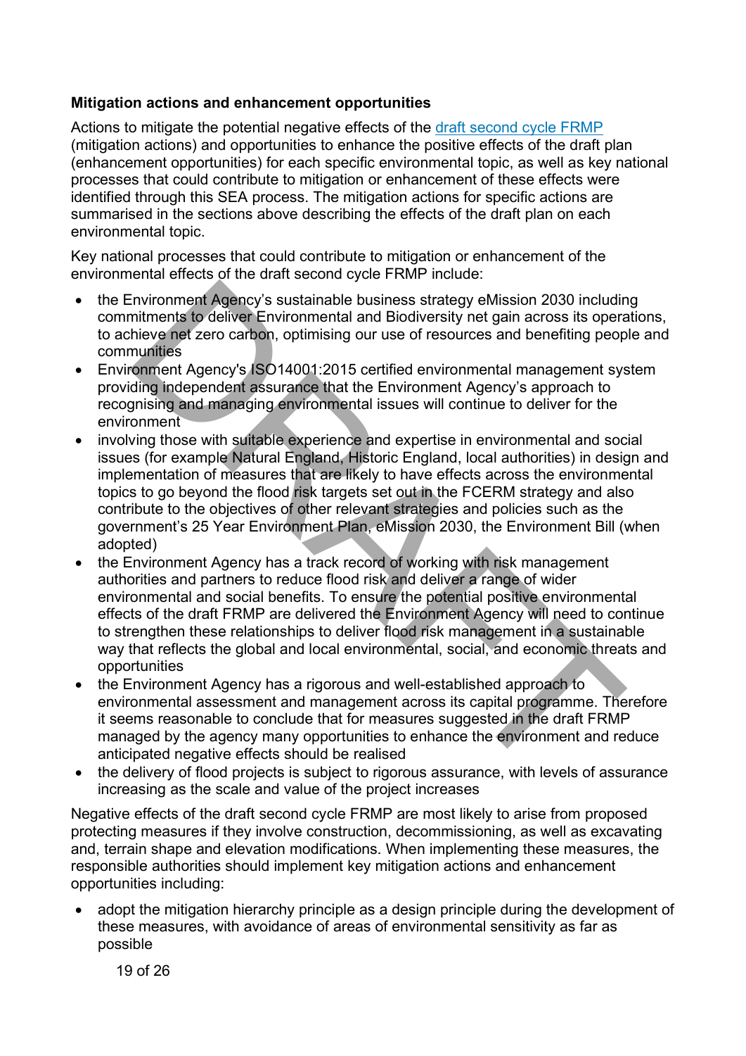**Mitigation actions and enhancement opportunities**

Actions to mitigate the potential negative effects of the draft second cycle FRMP (mitigation actions) and opportunities to enhance the positive effects of the draft plan (enhancement opportunities) for each specific environmental topic, as well as key national processes that could contribute to mitigation or enhancement of these effects were identified through this SEA process. The mitigation actions for specific actions are summarised in the sections above describing the effects of the draft plan on each environmental topic.

Key national processes that could contribute to mitigation or enhancement of the environmental effects of the draft second cycle FRMP include:

- the Environment Agency's sustainable business strategy eMission 2030 including commitments to deliver Environmental and Biodiversity net gain across its operations, to achieve net zero carbon, optimising our use of resources and benefiting people and communities
- Environment Agency's ISO14001:2015 certified environmental management system providing independent assurance that the Environment Agency's approach to recognising and managing environmental issues will continue to deliver for the environment
- involving those with suitable experience and expertise in environmental and social issues (for example Natural England, Historic England, local authorities) in design and implementation of measures that are likely to have effects across the environmental topics to go beyond the flood risk targets set out in the FCERM strategy and also contribute to the objectives of other relevant strategies and policies such as the government's 25 Year Environment Plan, eMission 2030, the Environment Bill (when adopted)
- the Environment Agency has a track record of working with risk management authorities and partners to reduce flood risk and deliver a range of wider environmental and social benefits. To ensure the potential positive environmental effects of the draft FRMP are delivered the Environment Agency will need to continue to strengthen these relationships to deliver flood risk management in a sustainable way that reflects the global and local environmental, social, and economic threats and opportunities
- the Environment Agency has a rigorous and well-established approach to environmental assessment and management across its capital programme. Therefore it seems reasonable to conclude that for measures suggested in the draft FRMP managed by the agency many opportunities to enhance the environment and reduce anticipated negative effects should be realised
- the delivery of flood projects is subject to rigorous assurance, with levels of assurance increasing as the scale and value of the project increases

Negative effects of the draft second cycle FRMP are most likely to arise from proposed protecting measures if they involve construction, decommissioning, as well as excavating and, terrain shape and elevation modifications. When implementing these measures, the responsible authorities should implement key mitigation actions and enhancement opportunities including:

- adopt the mitigation hierarchy principle as a design principle during the development of these measures, with avoidance of areas of environmental sensitivity as far as possible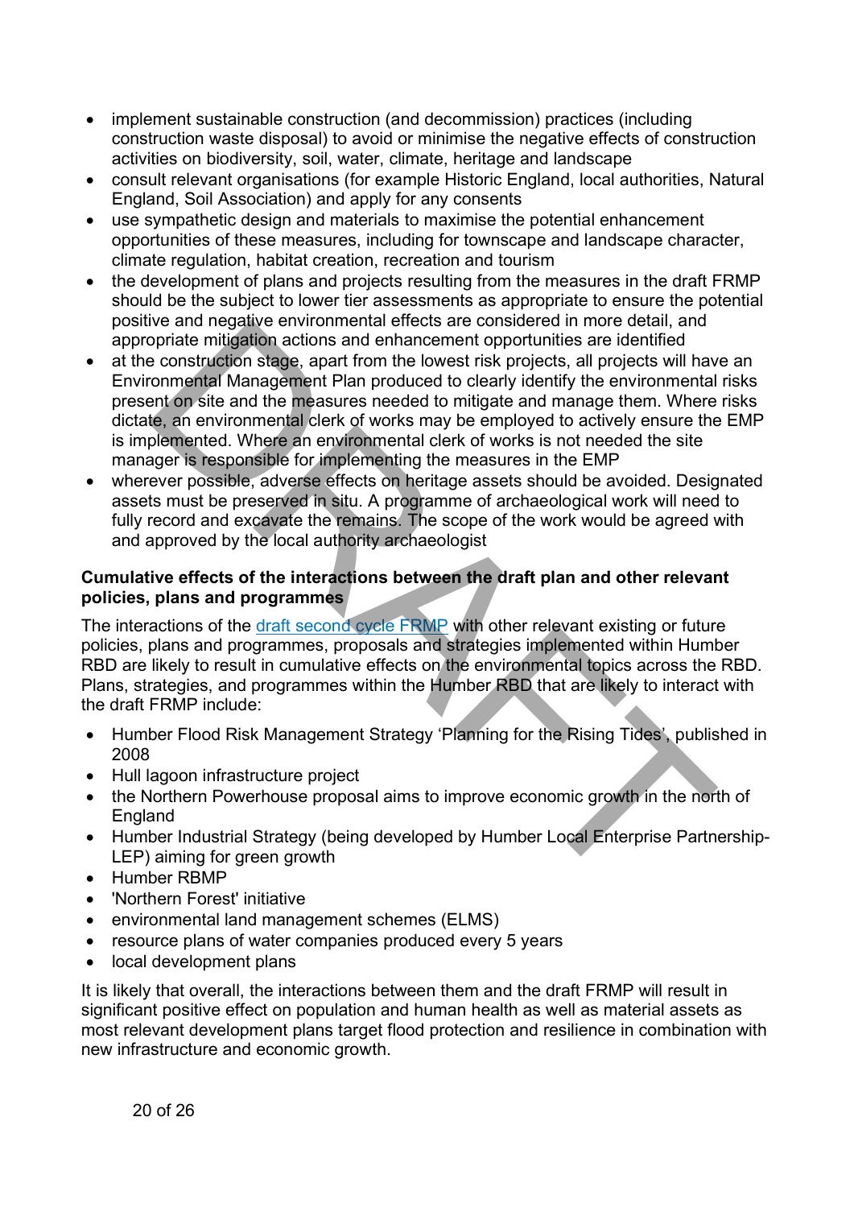- implement sustainable construction (and decommission) practices (including construction waste disposal) to avoid or minimise the negative effects of construction activities on biodiversity, soil, water, climate, heritage and landscape
- consult relevant organisations (for example Historic England, local authorities, Natural England, Soil Association) and apply for any consents
- use sympathetic design and materials to maximise the potential enhancement opportunities of these measures, including for townscape and landscape character, climate regulation, habitat creation, recreation and tourism
- the development of plans and projects resulting from the measures in the draft FRMP should be the subject to lower tier assessments as appropriate to ensure the potential positive and negative environmental effects are considered in more detail, and appropriate mitigation actions and enhancement opportunities are identified
- at the construction stage, apart from the lowest risk projects, all projects will have an Environmental Management Plan produced to clearly identify the environmental risks present on site and the measures needed to mitigate and manage them. Where risks dictate, an environmental clerk of works may be employed to actively ensure the EMP is implemented. Where an environmental clerk of works is not needed the site manager is responsible for implementing the measures in the EMP
- wherever possible, adverse effects on heritage assets should be avoided. Designated assets must be preserved in situ. A programme of archaeological work will need to fully record and excavate the remains. The scope of the work would be agreed with and approved by the local authority archaeologist

**Cumulative effects of the interactions between the draft plan and other relevant policies, plans and programmes**

The interactions of the [draft second cycle FRMP](#) with other relevant existing or future policies, plans and programmes, proposals and strategies implemented within Humber RBD are likely to result in cumulative effects on the environmental topics across the RBD. Plans, strategies, and programmes within the Humber RBD that are likely to interact with the draft FRMP include:

- Humber Flood Risk Management Strategy 'Planning for the Rising Tides', published in 2008
- Hull lagoon infrastructure project
- the Northern Powerhouse proposal aims to improve economic growth in the north of England
- Humber Industrial Strategy (being developed by Humber Local Enterprise Partnership-LEP) aiming for green growth
- Humber RBMP
- 'Northern Forest' initiative
- environmental land management schemes (ELMS)
- resource plans of water companies produced every 5 years
- local development plans

It is likely that overall, the interactions between them and the draft FRMP will result in significant positive effect on population and human health as well as material assets as most relevant development plans target flood protection and resilience in combination with new infrastructure and economic growth.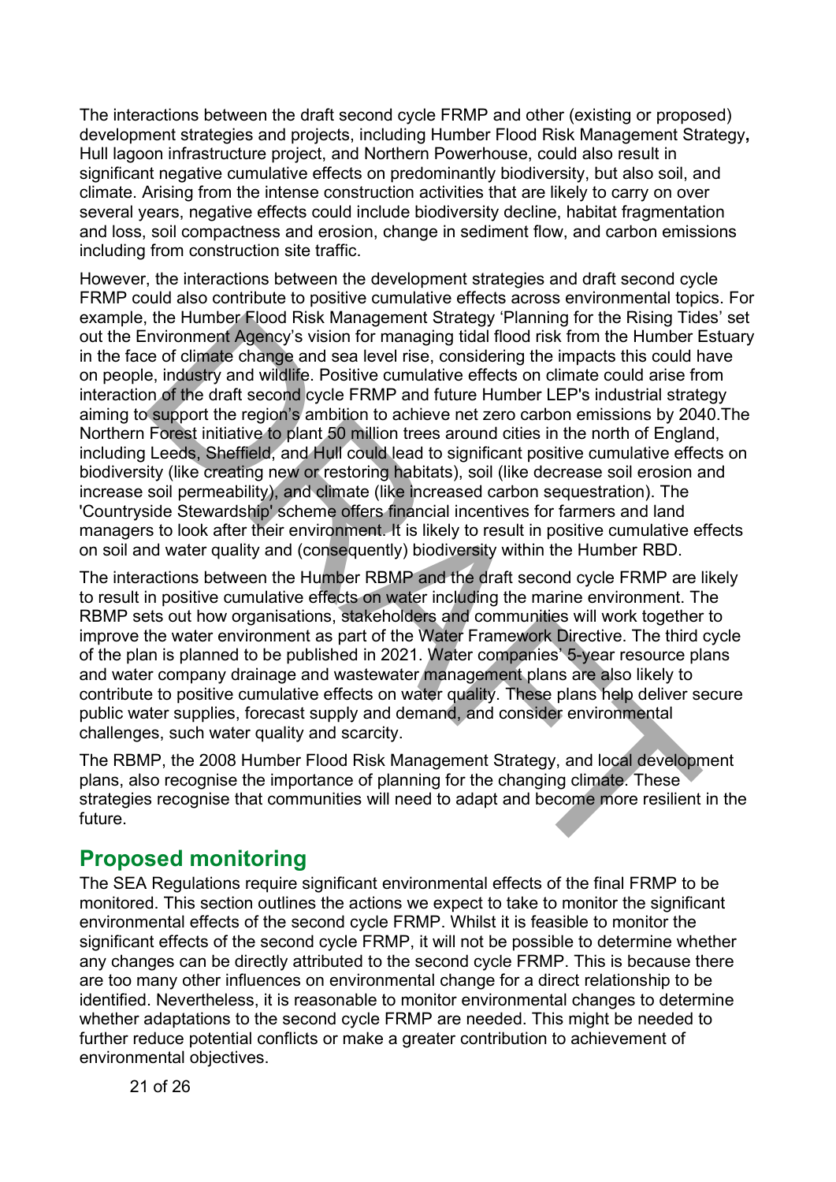The interactions between the draft second cycle FRMP and other (existing or proposed) development strategies and projects, including Humber Flood Risk Management Strategy**,** Hull lagoon infrastructure project, and Northern Powerhouse, could also result in significant negative cumulative effects on predominantly biodiversity, but also soil, and climate. Arising from the intense construction activities that are likely to carry on over several years, negative effects could include biodiversity decline, habitat fragmentation and loss, soil compactness and erosion, change in sediment flow, and carbon emissions including from construction site traffic.

However, the interactions between the development strategies and draft second cycle FRMP could also contribute to positive cumulative effects across environmental topics. For example, the Humber Flood Risk Management Strategy 'Planning for the Rising Tides' set out the Environment Agency's vision for managing tidal flood risk from the Humber Estuary in the face of climate change and sea level rise, considering the impacts this could have on people, industry and wildlife. Positive cumulative effects on climate could arise from interaction of the draft second cycle FRMP and future Humber LEP's industrial strategy aiming to support the region's ambition to achieve net zero carbon emissions by 2040.The Northern Forest initiative to plant 50 million trees around cities in the north of England, including Leeds, Sheffield, and Hull could lead to significant positive cumulative effects on biodiversity (like creating new or restoring habitats), soil (like decrease soil erosion and increase soil permeability), and climate (like increased carbon sequestration). The 'Countryside Stewardship' scheme offers financial incentives for farmers and land managers to look after their environment. It is likely to result in positive cumulative effects on soil and water quality and (consequently) biodiversity within the Humber RBD.

The interactions between the Humber RBMP and the draft second cycle FRMP are likely to result in positive cumulative effects on water including the marine environment. The RBMP sets out how organisations, stakeholders and communities will work together to improve the water environment as part of the Water Framework Directive. The third cycle of the plan is planned to be published in 2021. Water companies' 5-year resource plans and water company drainage and wastewater management plans are also likely to contribute to positive cumulative effects on water quality. These plans help deliver secure public water supplies, forecast supply and demand, and consider environmental challenges, such water quality and scarcity.

The RBMP, the 2008 Humber Flood Risk Management Strategy, and local development plans, also recognise the importance of planning for the changing climate. These strategies recognise that communities will need to adapt and become more resilient in the future.

## Proposed monitoring

The SEA Regulations require significant environmental effects of the final FRMP to be monitored. This section outlines the actions we expect to take to monitor the significant environmental effects of the second cycle FRMP. Whilst it is feasible to monitor the significant effects of the second cycle FRMP, it will not be possible to determine whether any changes can be directly attributed to the second cycle FRMP. This is because there are too many other influences on environmental change for a direct relationship to be identified. Nevertheless, it is reasonable to monitor environmental changes to determine whether adaptations to the second cycle FRMP are needed. This might be needed to further reduce potential conflicts or make a greater contribution to achievement of environmental objectives.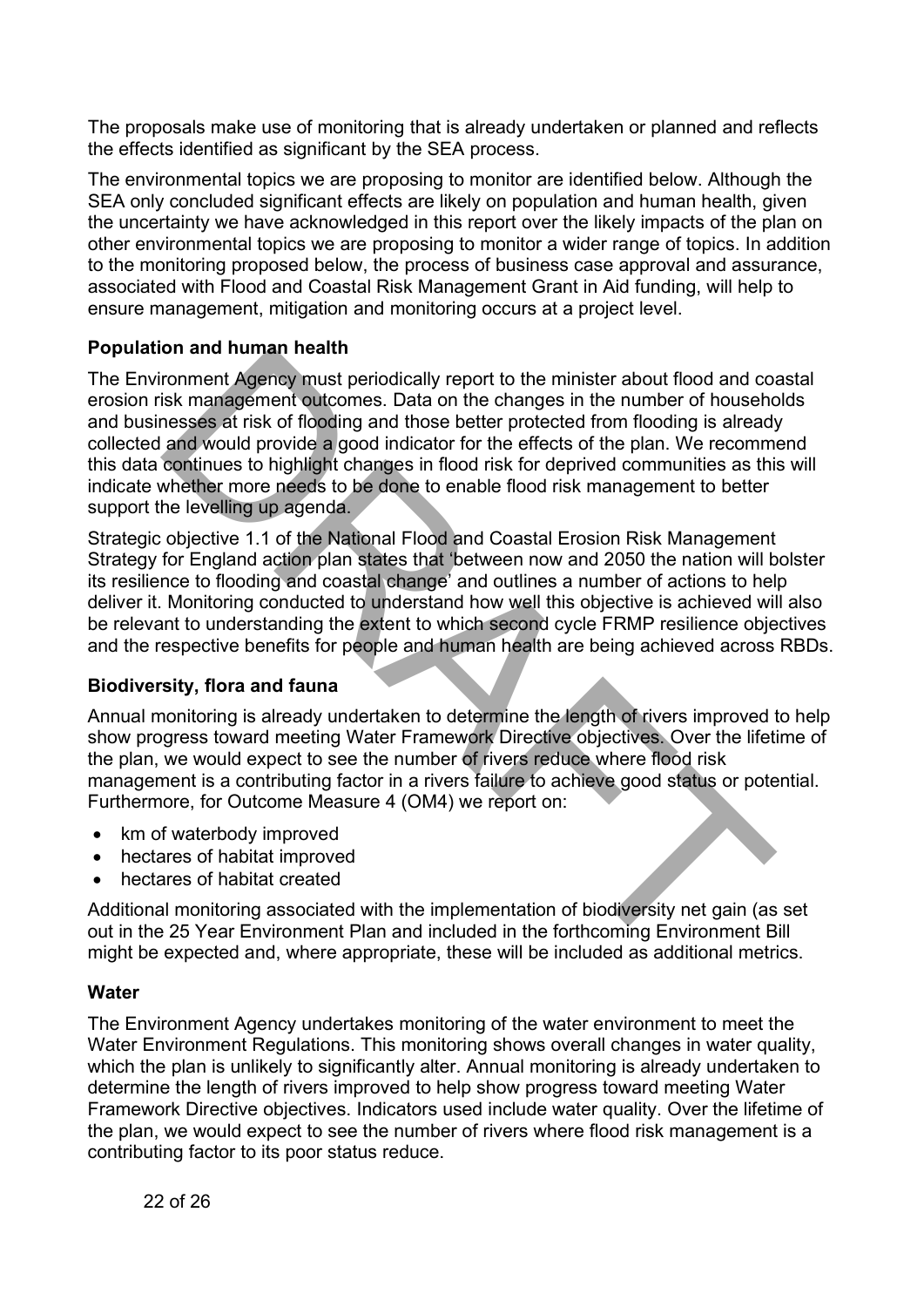The proposals make use of monitoring that is already undertaken or planned and reflects the effects identified as significant by the SEA process.

The environmental topics we are proposing to monitor are identified below. Although the SEA only concluded significant effects are likely on population and human health, given the uncertainty we have acknowledged in this report over the likely impacts of the plan on other environmental topics we are proposing to monitor a wider range of topics. In addition to the monitoring proposed below, the process of business case approval and assurance, associated with Flood and Coastal Risk Management Grant in Aid funding, will help to ensure management, mitigation and monitoring occurs at a project level.

**Population and human health**

The Environment Agency must periodically report to the minister about flood and coastal erosion risk management outcomes. Data on the changes in the number of households and businesses at risk of flooding and those better protected from flooding is already collected and would provide a good indicator for the effects of the plan. We recommend this data continues to highlight changes in flood risk for deprived communities as this will indicate whether more needs to be done to enable flood risk management to better support the levelling up agenda.

Strategic objective 1.1 of the National Flood and Coastal Erosion Risk Management Strategy for England action plan states that 'between now and 2050 the nation will bolster its resilience to flooding and coastal change' and outlines a number of actions to help deliver it. Monitoring conducted to understand how well this objective is achieved will also be relevant to understanding the extent to which second cycle FRMP resilience objectives and the respective benefits for people and human health are being achieved across RBDs.

**Biodiversity, flora and fauna**

Annual monitoring is already undertaken to determine the length of rivers improved to help show progress toward meeting Water Framework Directive objectives. Over the lifetime of the plan, we would expect to see the number of rivers reduce where flood risk management is a contributing factor in a rivers failure to achieve good status or potential. Furthermore, for Outcome Measure 4 (OM4) we report on:

- km of waterbody improved
- hectares of habitat improved
- hectares of habitat created

Additional monitoring associated with the implementation of biodiversity net gain (as set out in the 25 Year Environment Plan and included in the forthcoming Environment Bill might be expected and, where appropriate, these will be included as additional metrics.

**Water**

The Environment Agency undertakes monitoring of the water environment to meet the Water Environment Regulations. This monitoring shows overall changes in water quality, which the plan is unlikely to significantly alter. Annual monitoring is already undertaken to determine the length of rivers improved to help show progress toward meeting Water Framework Directive objectives. Indicators used include water quality. Over the lifetime of the plan, we would expect to see the number of rivers where flood risk management is a contributing factor to its poor status reduce.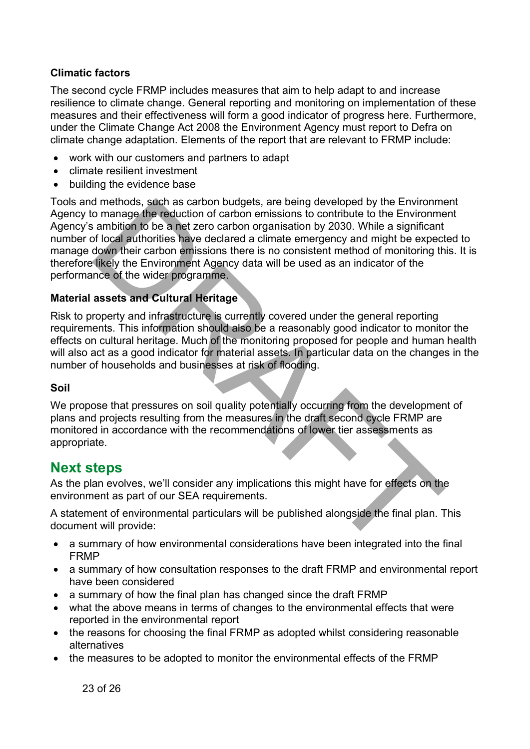### Climatic factors

The second cycle FRMP includes measures that aim to help adapt to and increase resilience to climate change. General reporting and monitoring on implementation of these measures and their effectiveness will form a good indicator of progress here. Furthermore, under the Climate Change Act 2008 the Environment Agency must report to Defra on climate change adaptation. Elements of the report that are relevant to FRMP include:

- work with our customers and partners to adapt
- climate resilient investment
- building the evidence base

Tools and methods, such as carbon budgets, are being developed by the Environment Agency to manage the reduction of carbon emissions to contribute to the Environment Agency's ambition to be a net zero carbon organisation by 2030. While a significant number of local authorities have declared a climate emergency and might be expected to manage down their carbon emissions there is no consistent method of monitoring this. It is therefore likely the Environment Agency data will be used as an indicator of the performance of the wider programme.

### Material assets and Cultural Heritage

Risk to property and infrastructure is currently covered under the general reporting requirements. This information should also be a reasonably good indicator to monitor the effects on cultural heritage. Much of the monitoring proposed for people and human health will also act as a good indicator for material assets. In particular data on the changes in the number of households and businesses at risk of flooding.

### Soil

We propose that pressures on soil quality potentially occurring from the development of plans and projects resulting from the measures in the draft second cycle FRMP are monitored in accordance with the recommendations of lower tier assessments as appropriate.

## Next steps

As the plan evolves, we'll consider any implications this might have for effects on the environment as part of our SEA requirements.

A statement of environmental particulars will be published alongside the final plan. This document will provide:

- a summary of how environmental considerations have been integrated into the final FRMP
- a summary of how consultation responses to the draft FRMP and environmental report have been considered
- a summary of how the final plan has changed since the draft FRMP
- what the above means in terms of changes to the environmental effects that were reported in the environmental report
- the reasons for choosing the final FRMP as adopted whilst considering reasonable alternatives
- the measures to be adopted to monitor the environmental effects of the FRMP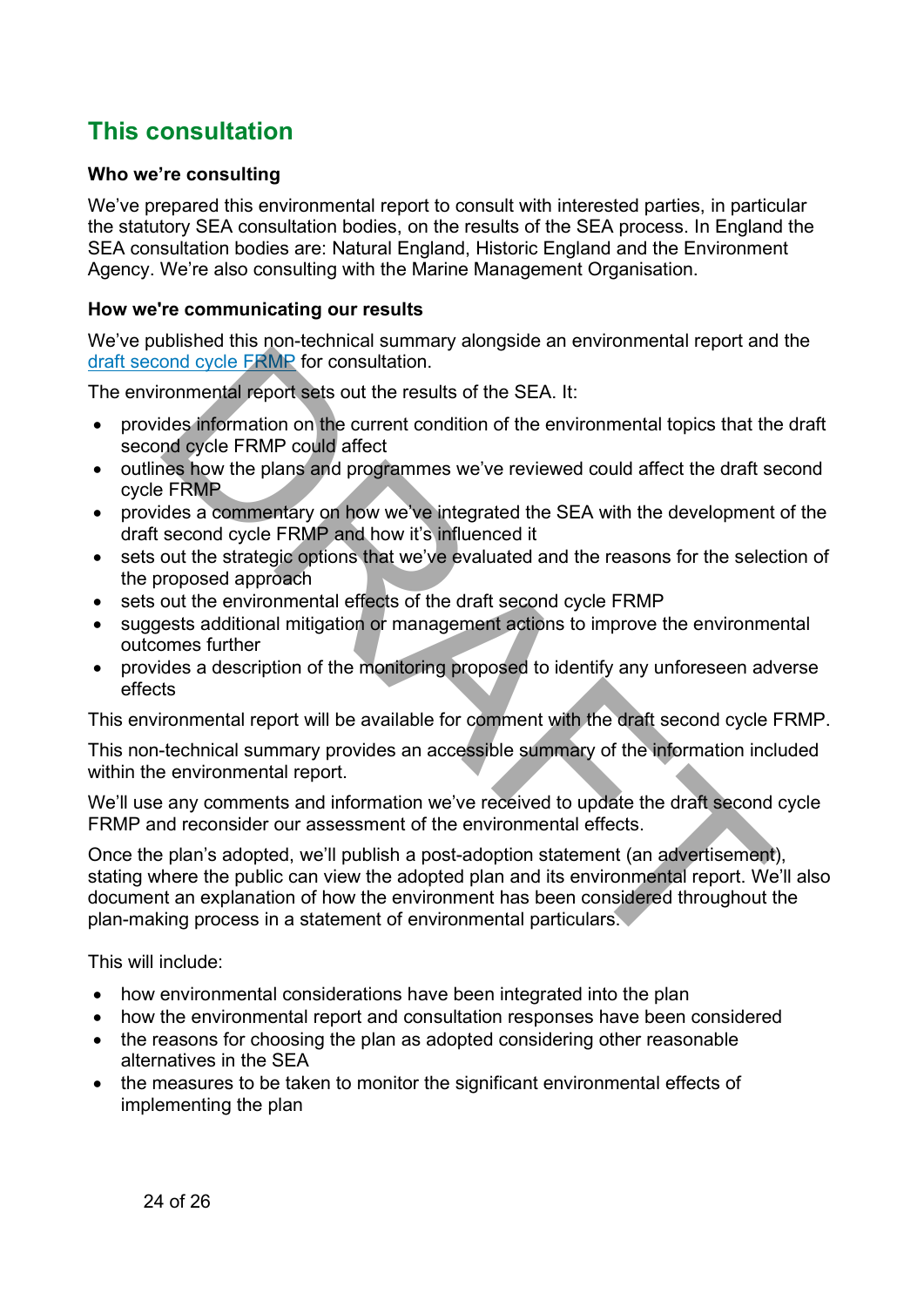## This consultation

### Who we're consulting

We've prepared this environmental report to consult with interested parties, in particular the statutory SEA consultation bodies, on the results of the SEA process. In England the SEA consultation bodies are: Natural England, Historic England and the Environment Agency. We're also consulting with the Marine Management Organisation.

### How we're communicating our results

We've published this non-technical summary alongside an environmental report and the draft second cycle FRMP for consultation.

The environmental report sets out the results of the SEA. It:

- provides information on the current condition of the environmental topics that the draft second cycle FRMP could affect
- outlines how the plans and programmes we've reviewed could affect the draft second cycle FRMP
- provides a commentary on how we've integrated the SEA with the development of the draft second cycle FRMP and how it's influenced it
- sets out the strategic options that we've evaluated and the reasons for the selection of the proposed approach
- sets out the environmental effects of the draft second cycle FRMP
- suggests additional mitigation or management actions to improve the environmental outcomes further
- provides a description of the monitoring proposed to identify any unforeseen adverse effects

This environmental report will be available for comment with the draft second cycle FRMP.

This non-technical summary provides an accessible summary of the information included within the environmental report.

We'll use any comments and information we've received to update the draft second cycle FRMP and reconsider our assessment of the environmental effects.

Once the plan's adopted, we'll publish a post-adoption statement (an advertisement), stating where the public can view the adopted plan and its environmental report. We'll also document an explanation of how the environment has been considered throughout the plan-making process in a statement of environmental particulars.

This will include:

- how environmental considerations have been integrated into the plan
- how the environmental report and consultation responses have been considered
- the reasons for choosing the plan as adopted considering other reasonable alternatives in the SEA
- the measures to be taken to monitor the significant environmental effects of implementing the plan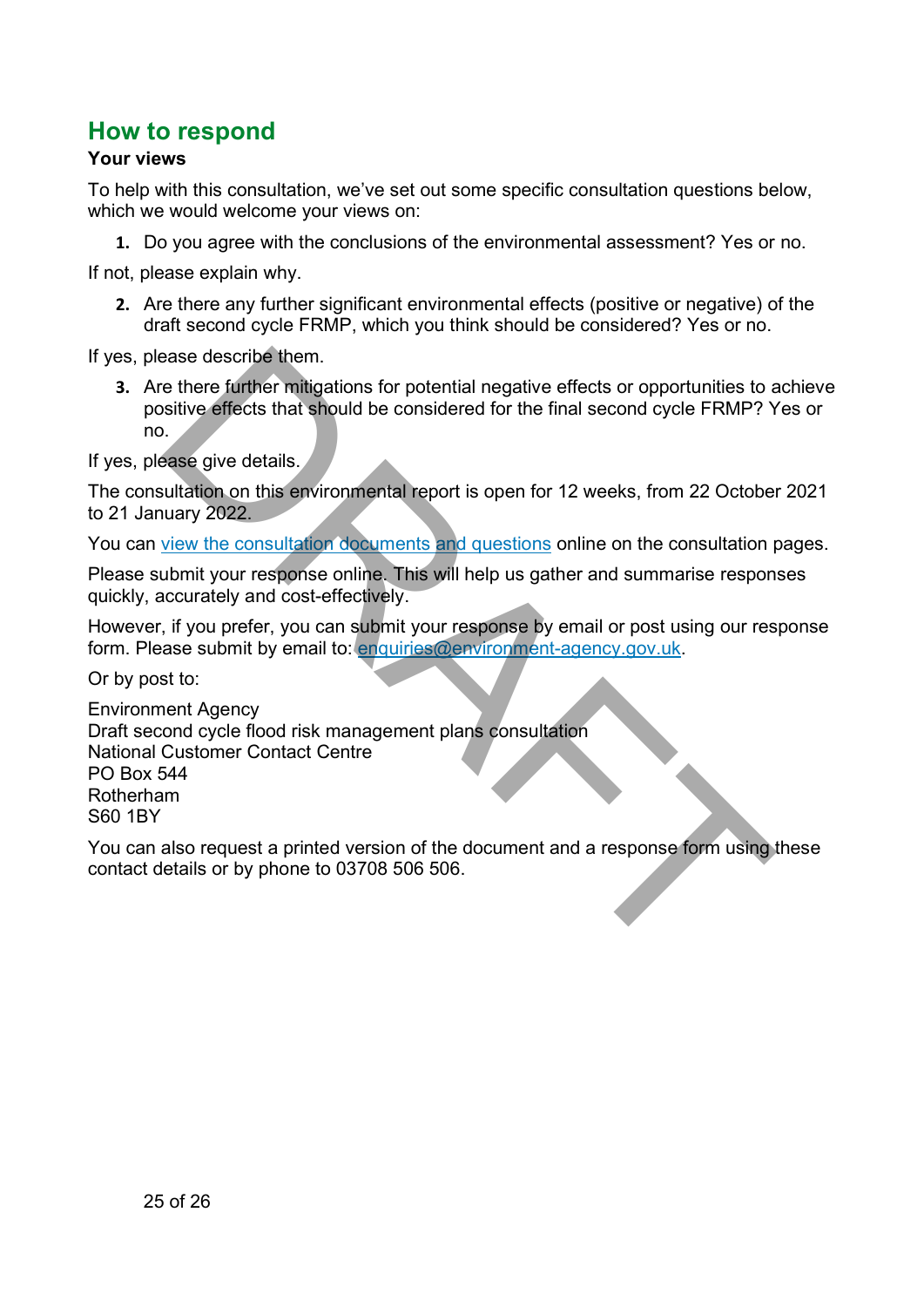## How to respond

**Your views**

To help with this consultation, we've set out some specific consultation questions below, which we would welcome your views on:

1. Do you agree with the conclusions of the environmental assessment? Yes or no.

If not, please explain why.

2. Are there any further significant environmental effects (positive or negative) of the draft second cycle FRMP, which you think should be considered? Yes or no.

If yes, please describe them.

3. Are there further mitigations for potential negative effects or opportunities to achieve positive effects that should be considered for the final second cycle FRMP? Yes or no.

If yes, please give details.

The consultation on this environmental report is open for 12 weeks, from 22 October 2021 to 21 January 2022.

You can [view the consultation documents and questions](#) online on the consultation pages.

Please submit your response online. This will help us gather and summarise responses quickly, accurately and cost-effectively.

However, if you prefer, you can submit your response by email or post using our response form. Please submit by email to: [enquiries@environment-agency.gov.uk](mailto:enquiries@environment-agency.gov.uk).

Or by post to:

Environment Agency
Draft second cycle flood risk management plans consultation
National Customer Contact Centre
PO Box 544
Rotherham
S60 1BY

You can also request a printed version of the document and a response form using these contact details or by phone to 03708 506 506.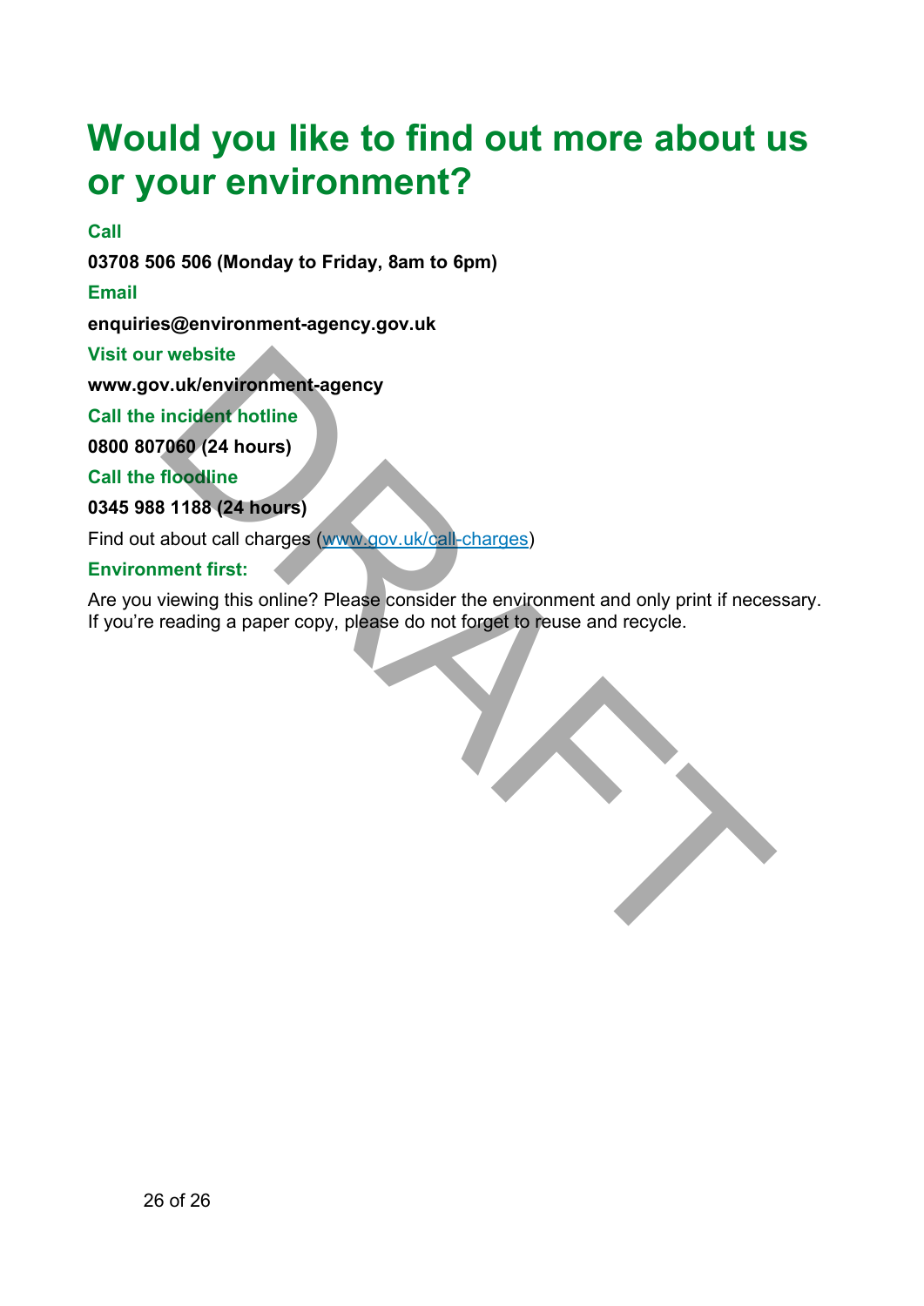# Would you like to find out more about us or your environment?

**Call**

**03708 506 506 (Monday to Friday, 8am to 6pm)**

**Email**

**enquiries@environment-agency.gov.uk**

**Visit our website**

**www.gov.uk/environment-agency**

**Call the incident hotline**

**0800 807060 (24 hours)**

**Call the floodline**

**0345 988 1188 (24 hours)**

Find out about call charges (www.gov.uk/call-charges)

**Environment first:**

Are you viewing this online? Please consider the environment and only print if necessary. If you're reading a paper copy, please do not forget to reuse and recycle.